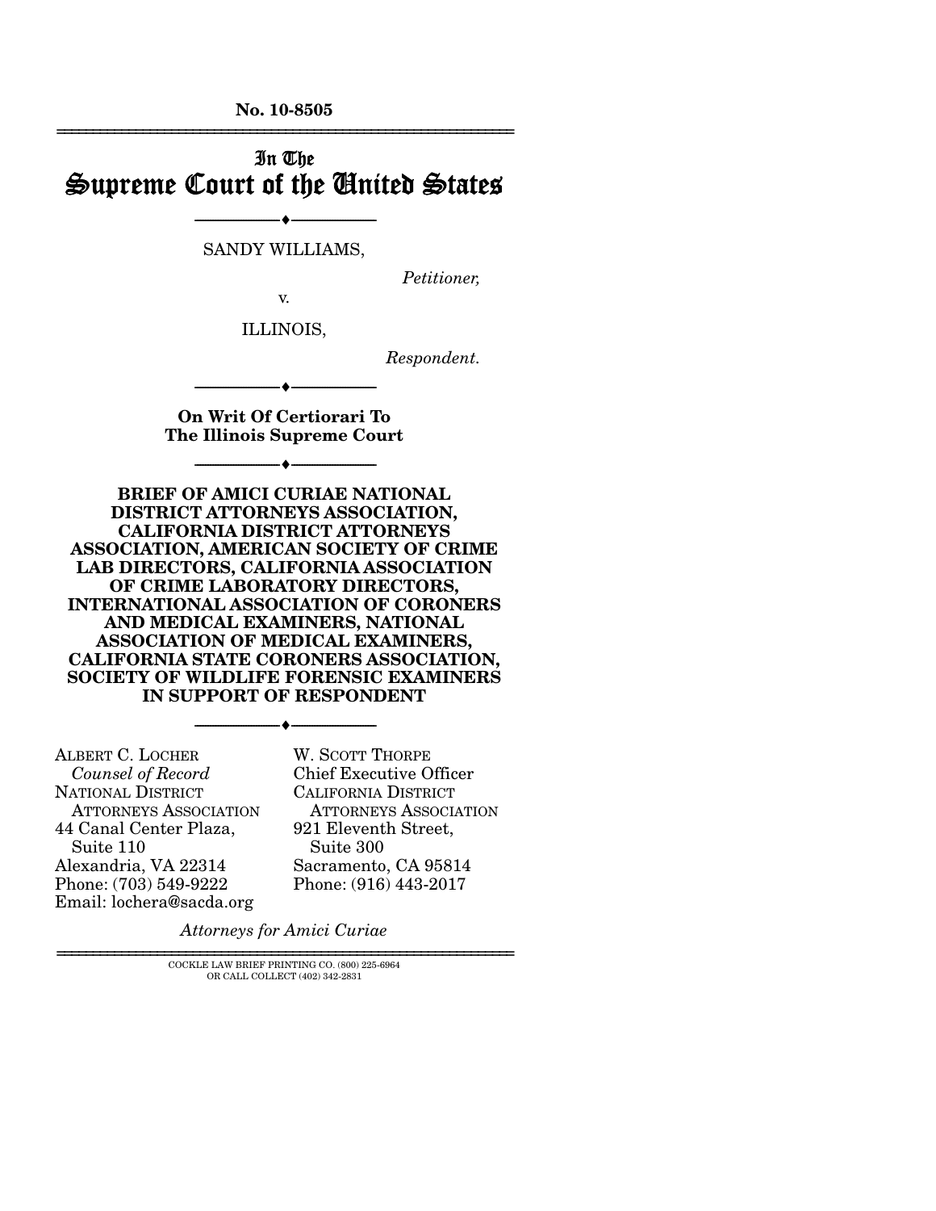No. 10-8505

---

In The
# Supreme Court of the United States

---

SANDY WILLIAMS,

*Petitioner,*

v.

ILLINOIS,

*Respondent.*

---

**On Writ Of Certiorari To The Illinois Supreme Court**

---

**BRIEF OF AMICI CURIAE NATIONAL DISTRICT ATTORNEYS ASSOCIATION, CALIFORNIA DISTRICT ATTORNEYS ASSOCIATION, AMERICAN SOCIETY OF CRIME LAB DIRECTORS, CALIFORNIA ASSOCIATION OF CRIME LABORATORY DIRECTORS, INTERNATIONAL ASSOCIATION OF CORONERS AND MEDICAL EXAMINERS, NATIONAL ASSOCIATION OF MEDICAL EXAMINERS, CALIFORNIA STATE CORONERS ASSOCIATION, SOCIETY OF WILDLIFE FORENSIC EXAMINERS IN SUPPORT OF RESPONDENT**

---

ALBERT C. LOCHER
*Counsel of Record*
NATIONAL DISTRICT ATTORNEYS ASSOCIATION
44 Canal Center Plaza, Suite 110
Alexandria, VA 22314
Phone: (703) 549-9222
Email: lochera@sacda.org

W. SCOTT THORPE
Chief Executive Officer
CALIFORNIA DISTRICT ATTORNEYS ASSOCIATION
921 Eleventh Street, Suite 300
Sacramento, CA 95814
Phone: (916) 443-2017

*Attorneys for Amici Curiae*

---

COCKLE LAW BRIEF PRINTING CO. (800) 225-6964
OR CALL COLLECT (402) 342-2831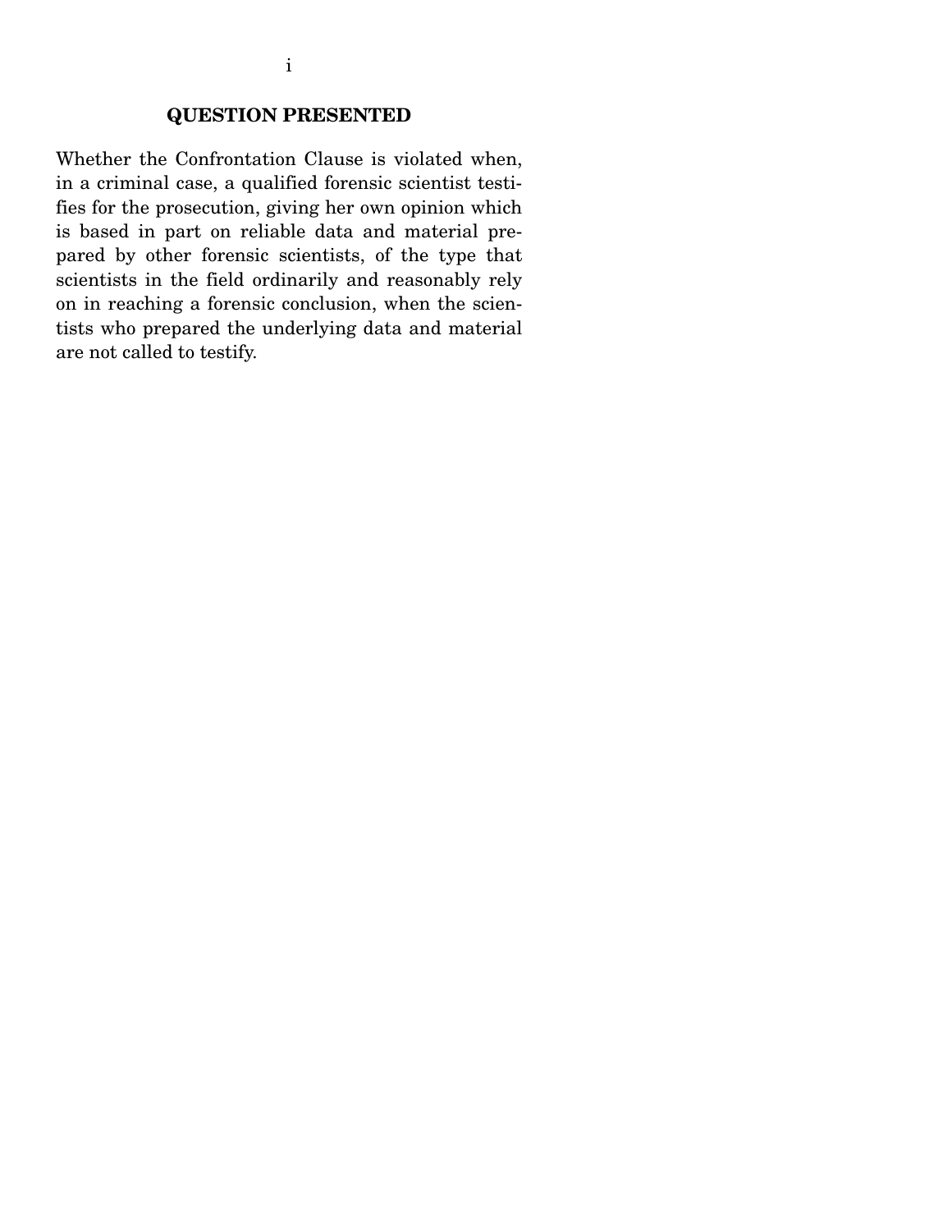## QUESTION PRESENTED

Whether the Confrontation Clause is violated when, in a criminal case, a qualified forensic scientist testifies for the prosecution, giving her own opinion which is based in part on reliable data and material prepared by other forensic scientists, of the type that scientists in the field ordinarily and reasonably rely on in reaching a forensic conclusion, when the scientists who prepared the underlying data and material are not called to testify.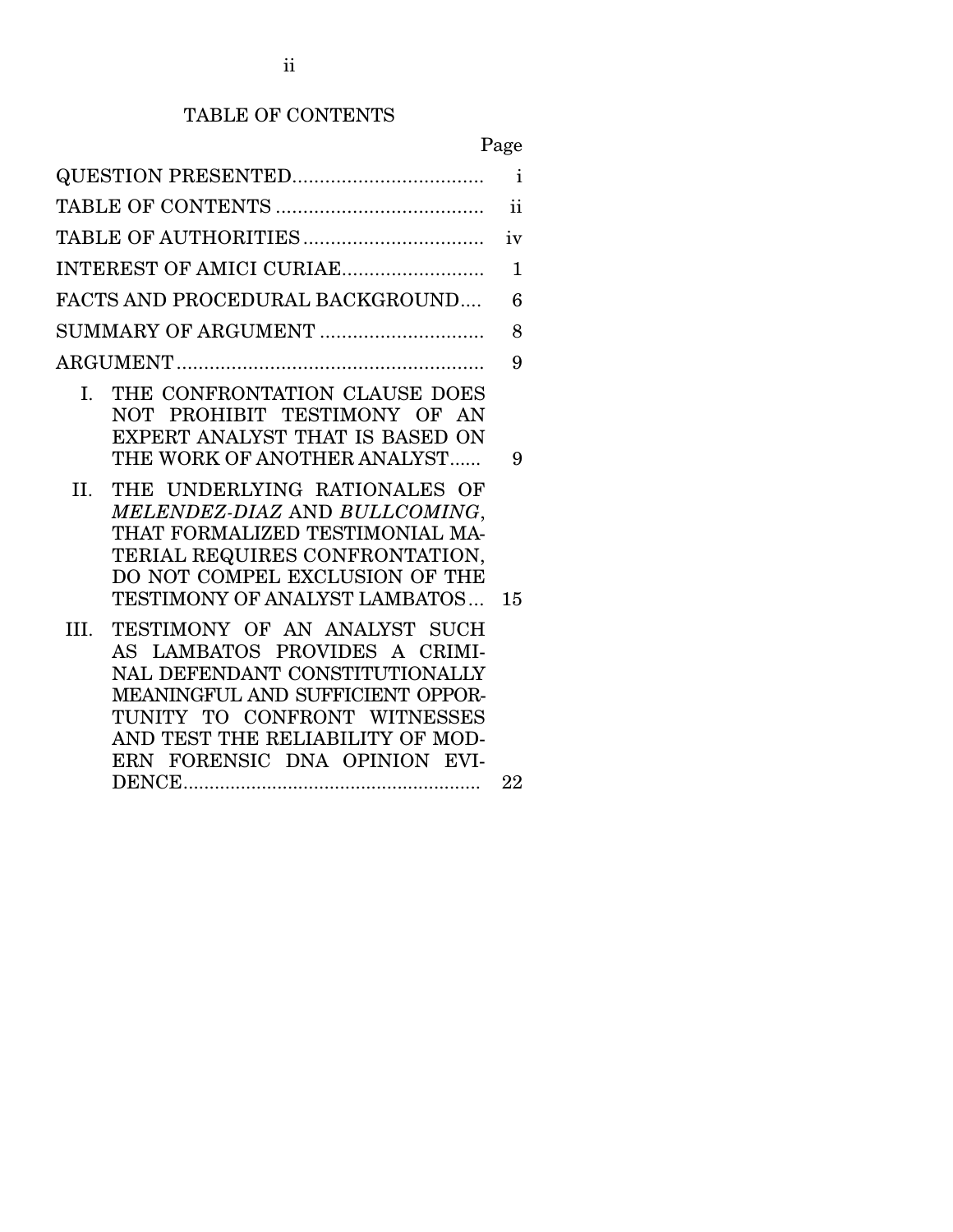## TABLE OF CONTENTS

| | Page |
|---|---|
| QUESTION PRESENTED | i |
| TABLE OF CONTENTS | ii |
| TABLE OF AUTHORITIES | iv |
| INTEREST OF AMICI CURIAE | 1 |
| FACTS AND PROCEDURAL BACKGROUND | 6 |
| SUMMARY OF ARGUMENT | 8 |
| ARGUMENT | 9 |
| I. THE CONFRONTATION CLAUSE DOES NOT PROHIBIT TESTIMONY OF AN EXPERT ANALYST THAT IS BASED ON THE WORK OF ANOTHER ANALYST | 9 |
| II. THE UNDERLYING RATIONALES OF *MELENDEZ-DIAZ* AND *BULLCOMING*, THAT FORMALIZED TESTIMONIAL MATERIAL REQUIRES CONFRONTATION, DO NOT COMPEL EXCLUSION OF THE TESTIMONY OF ANALYST LAMBATOS | 15 |
| III. TESTIMONY OF AN ANALYST SUCH AS LAMBATOS PROVIDES A CRIMINAL DEFENDANT CONSTITUTIONALLY MEANINGFUL AND SUFFICIENT OPPORTUNITY TO CONFRONT WITNESSES AND TEST THE RELIABILITY OF MODERN FORENSIC DNA OPINION EVIDENCE | 22 |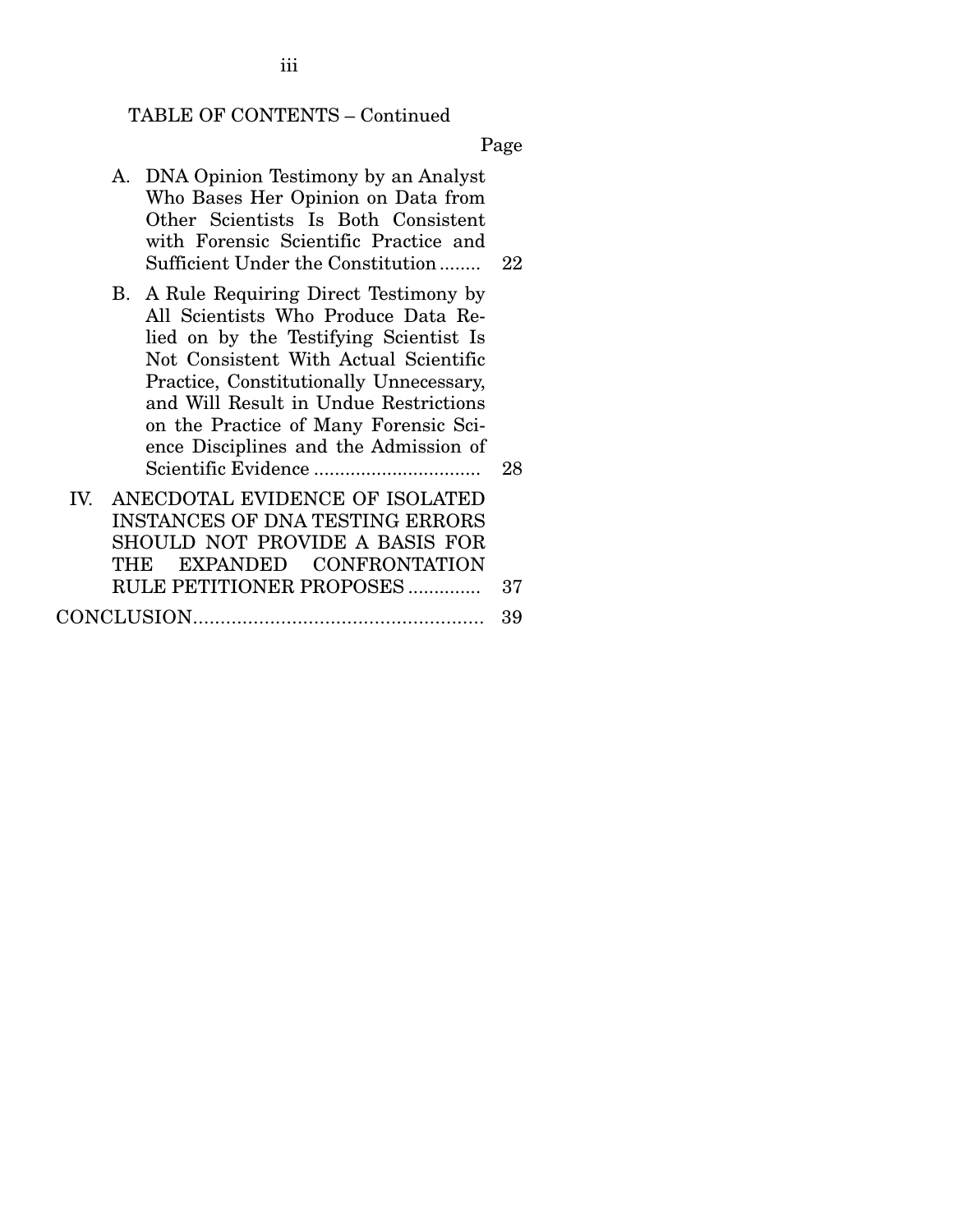TABLE OF CONTENTS – Continued

| | | Page |
|---|---|---|
| | A. DNA Opinion Testimony by an Analyst Who Bases Her Opinion on Data from Other Scientists Is Both Consistent with Forensic Scientific Practice and Sufficient Under the Constitution | 22 |
| | B. A Rule Requiring Direct Testimony by All Scientists Who Produce Data Relied on by the Testifying Scientist Is Not Consistent With Actual Scientific Practice, Constitutionally Unnecessary, and Will Result in Undue Restrictions on the Practice of Many Forensic Science Disciplines and the Admission of Scientific Evidence | 28 |
| IV. | ANECDOTAL EVIDENCE OF ISOLATED INSTANCES OF DNA TESTING ERRORS SHOULD NOT PROVIDE A BASIS FOR THE EXPANDED CONFRONTATION RULE PETITIONER PROPOSES | 37 |
| CONCLUSION | | 39 |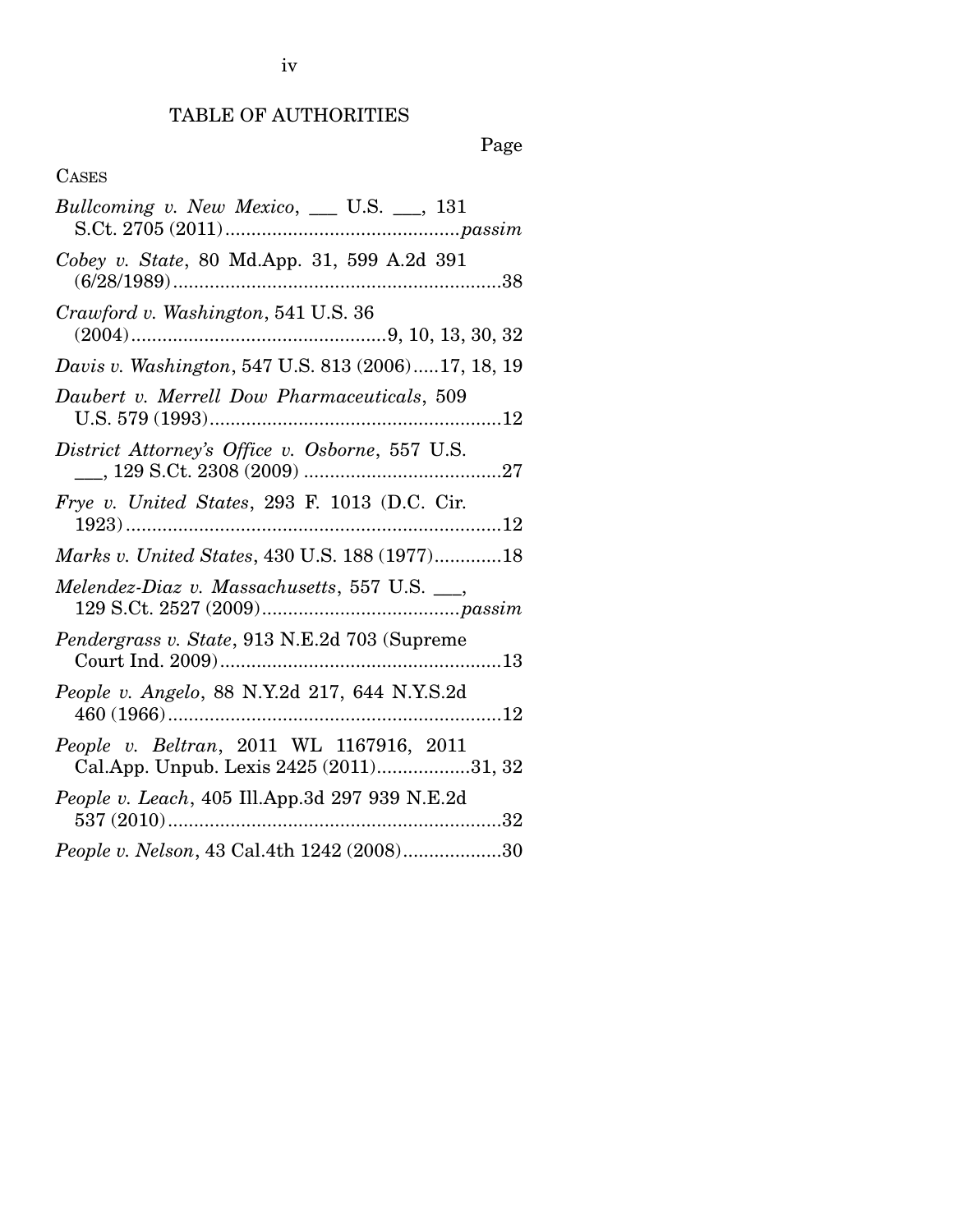# TABLE OF AUTHORITIES

Page

CASES

*Bullcoming v. New Mexico*, ___ U.S. ___, 131 S.Ct. 2705 (2011) ............................................*passim*

*Cobey v. State*, 80 Md.App. 31, 599 A.2d 391 (6/28/1989) ...............................................................38

*Crawford v. Washington*, 541 U.S. 36 (2004) ................................................9, 10, 13, 30, 32

*Davis v. Washington*, 547 U.S. 813 (2006) .....17, 18, 19

*Daubert v. Merrell Dow Pharmaceuticals*, 509 U.S. 579 (1993) ........................................................12

*District Attorney's Office v. Osborne*, 557 U.S. ___, 129 S.Ct. 2308 (2009) ......................................27

*Frye v. United States*, 293 F. 1013 (D.C. Cir. 1923) ........................................................................12

*Marks v. United States*, 430 U.S. 188 (1977) .............18

*Melendez-Diaz v. Massachusetts*, 557 U.S. ___, 129 S.Ct. 2527 (2009) .....................................*passim*

*Pendergrass v. State*, 913 N.E.2d 703 (Supreme Court Ind. 2009) ......................................................13

*People v. Angelo*, 88 N.Y.2d 217, 644 N.Y.S.2d 460 (1966) ................................................................12

*People v. Beltran*, 2011 WL 1167916, 2011 Cal.App. Unpub. Lexis 2425 (2011) ..................31, 32

*People v. Leach*, 405 Ill.App.3d 297 939 N.E.2d 537 (2010) ................................................................32

*People v. Nelson*, 43 Cal.4th 1242 (2008) ...................30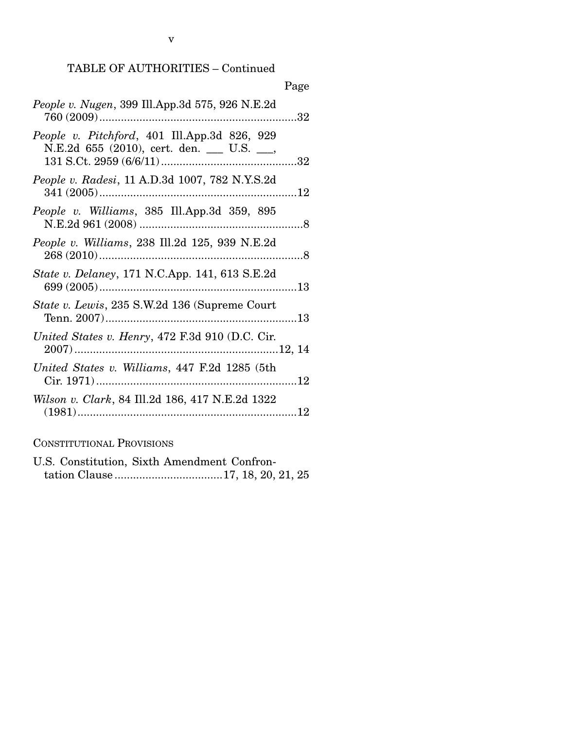TABLE OF AUTHORITIES – Continued

Page

*People v. Nugen*, 399 Ill.App.3d 575, 926 N.E.2d 760 (2009) ................................................................32

*People v. Pitchford*, 401 Ill.App.3d 826, 929 N.E.2d 655 (2010), cert. den. ___ U.S. ___, 131 S.Ct. 2959 (6/6/11) ............................................32

*People v. Radesi*, 11 A.D.3d 1007, 782 N.Y.S.2d 341 (2005) ................................................................12

*People v. Williams*, 385 Ill.App.3d 359, 895 N.E.2d 961 (2008) ......................................................8

*People v. Williams*, 238 Ill.2d 125, 939 N.E.2d 268 (2010) ..................................................................8

*State v. Delaney*, 171 N.C.App. 141, 613 S.E.2d 699 (2005) ................................................................13

*State v. Lewis*, 235 S.W.2d 136 (Supreme Court Tenn. 2007) ..............................................................13

*United States v. Henry*, 472 F.3d 910 (D.C. Cir. 2007) ..................................................................12, 14

*United States v. Williams*, 447 F.2d 1285 (5th Cir. 1971) .................................................................12

*Wilson v. Clark*, 84 Ill.2d 186, 417 N.E.2d 1322 (1981) .......................................................................12

CONSTITUTIONAL PROVISIONS

U.S. Constitution, Sixth Amendment Confrontation Clause ..................................17, 18, 20, 21, 25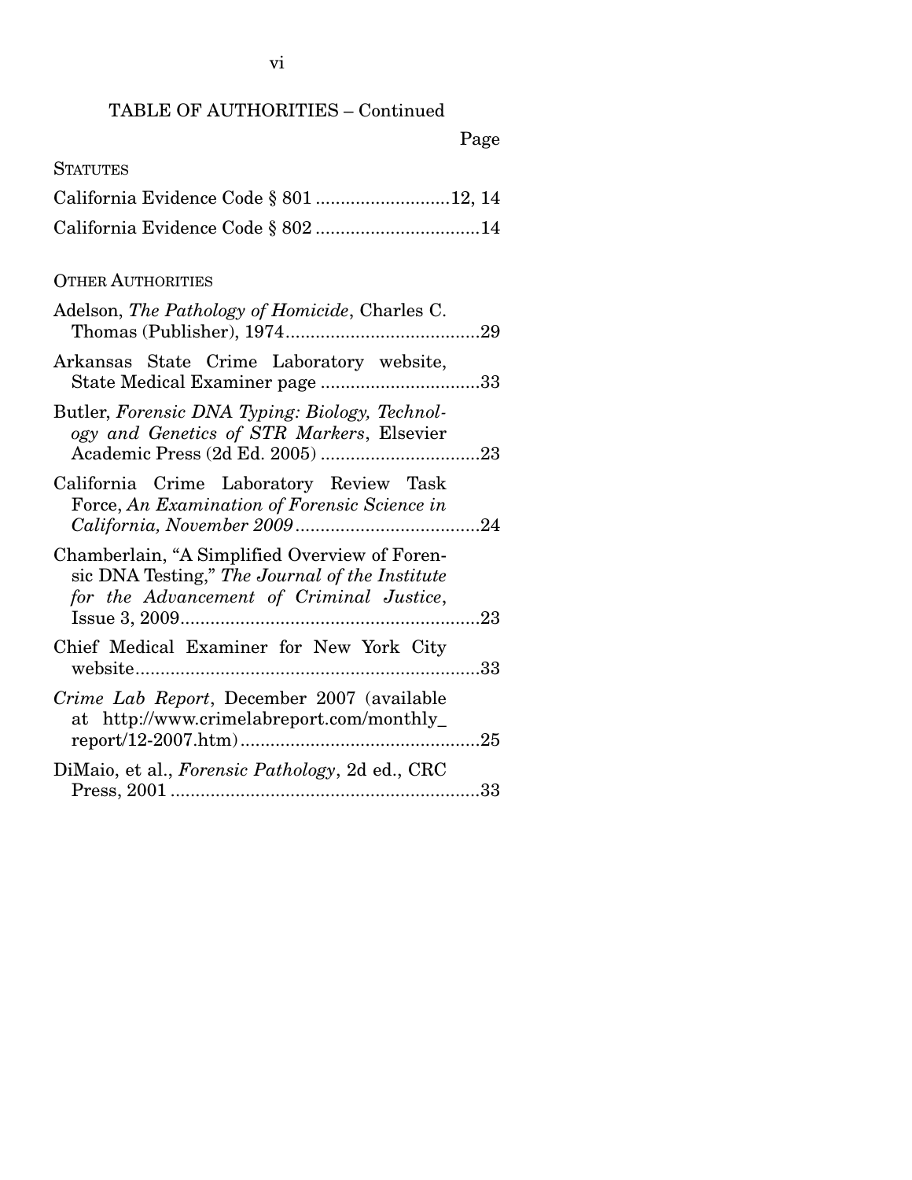TABLE OF AUTHORITIES – Continued

Page

STATUTES

California Evidence Code § 801 ..........................12, 14

California Evidence Code § 802 ................................14

OTHER AUTHORITIES

Adelson, *The Pathology of Homicide*, Charles C. Thomas (Publisher), 1974.......................................29

Arkansas State Crime Laboratory website, State Medical Examiner page ...............................33

Butler, *Forensic DNA Typing: Biology, Technology and Genetics of STR Markers*, Elsevier Academic Press (2d Ed. 2005) ...............................23

California Crime Laboratory Review Task Force, *An Examination of Forensic Science in California, November 2009*....................................24

Chamberlain, "A Simplified Overview of Forensic DNA Testing," *The Journal of the Institute for the Advancement of Criminal Justice*, Issue 3, 2009............................................................23

Chief Medical Examiner for New York City website.....................................................................33

*Crime Lab Report*, December 2007 (available at http://www.crimelabreport.com/monthly_report/12-2007.htm)................................................25

DiMaio, et al., *Forensic Pathology*, 2d ed., CRC Press, 2001 .............................................................33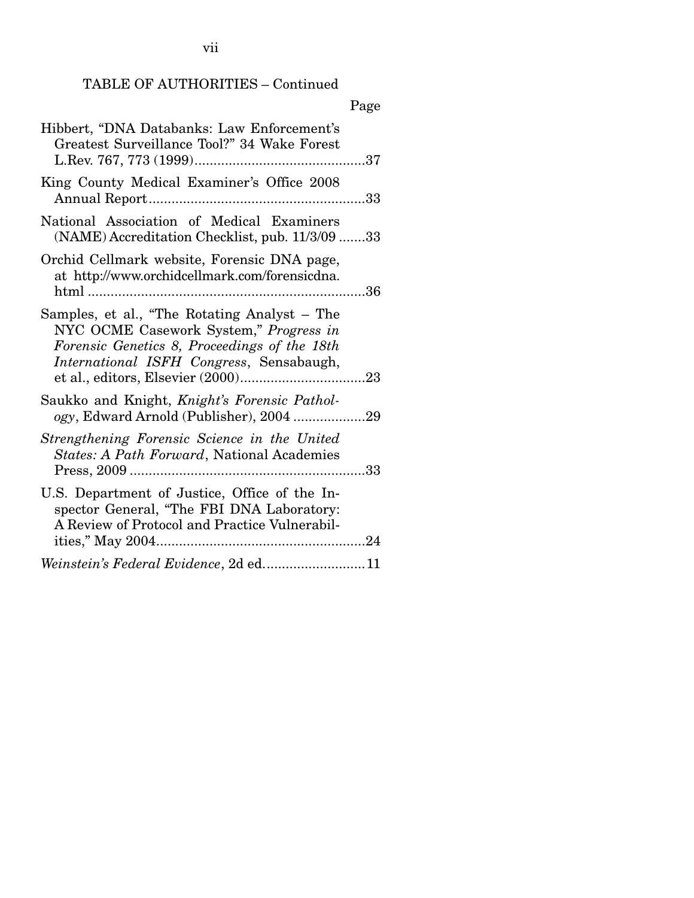TABLE OF AUTHORITIES – Continued

Page

Hibbert, "DNA Databanks: Law Enforcement's Greatest Surveillance Tool?" 34 Wake Forest L.Rev. 767, 773 (1999)....................................37

King County Medical Examiner's Office 2008 Annual Report....................................33

National Association of Medical Examiners (NAME) Accreditation Checklist, pub. 11/3/09 .......33

Orchid Cellmark website, Forensic DNA page, at http://www.orchidcellmark.com/forensicdna.html ....................................36

Samples, et al., "The Rotating Analyst – The NYC OCME Casework System," *Progress in Forensic Genetics 8, Proceedings of the 18th International ISFH Congress*, Sensabaugh, et al., editors, Elsevier (2000)....................................23

Saukko and Knight, *Knight's Forensic Pathology*, Edward Arnold (Publisher), 2004 ....................................29

*Strengthening Forensic Science in the United States: A Path Forward*, National Academies Press, 2009 ....................................33

U.S. Department of Justice, Office of the Inspector General, "The FBI DNA Laboratory: A Review of Protocol and Practice Vulnerabilities," May 2004....................................24

*Weinstein's Federal Evidence*, 2d ed....................................11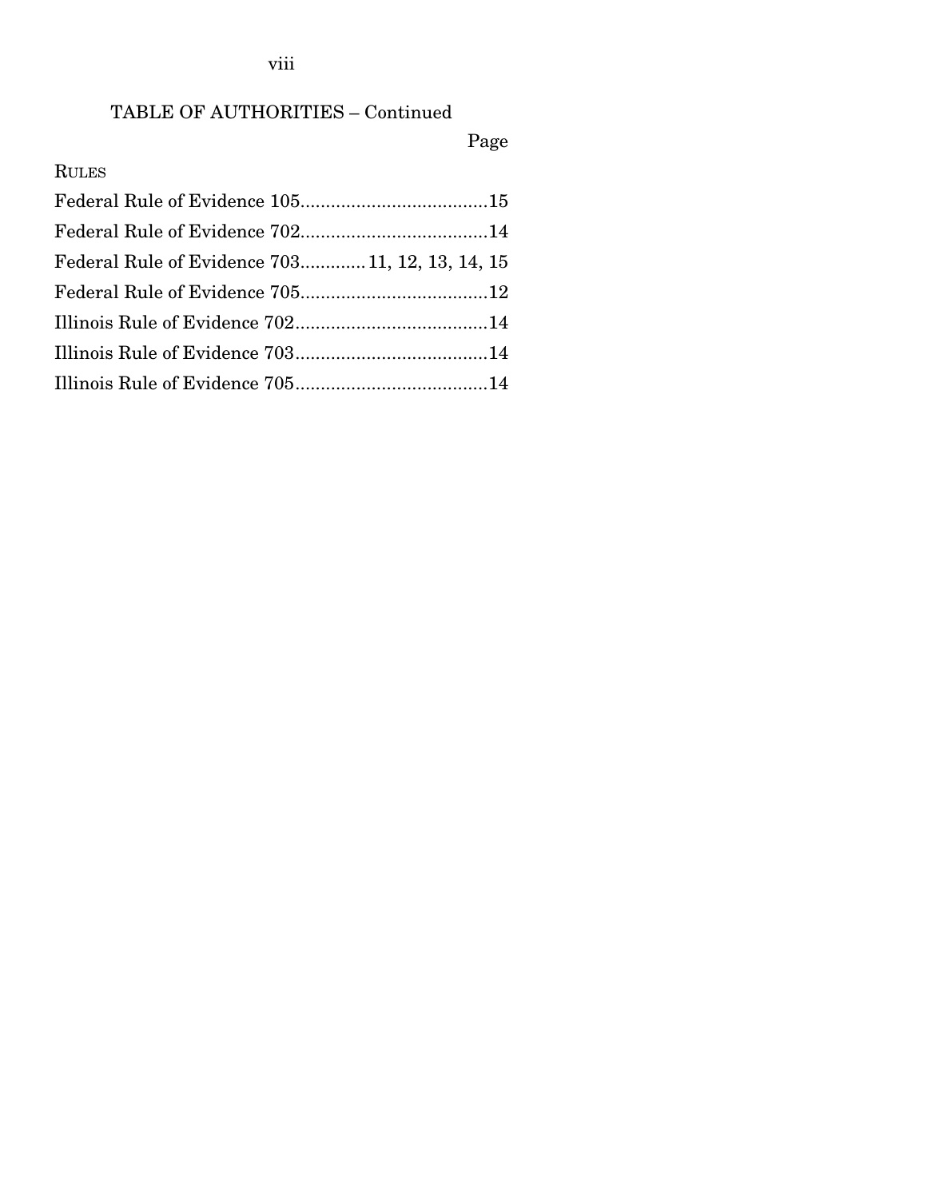TABLE OF AUTHORITIES – Continued

Page

RULES

Federal Rule of Evidence 105.....................................15

Federal Rule of Evidence 702.....................................14

Federal Rule of Evidence 703............ 11, 12, 13, 14, 15

Federal Rule of Evidence 705.....................................12

Illinois Rule of Evidence 702......................................14

Illinois Rule of Evidence 703......................................14

Illinois Rule of Evidence 705......................................14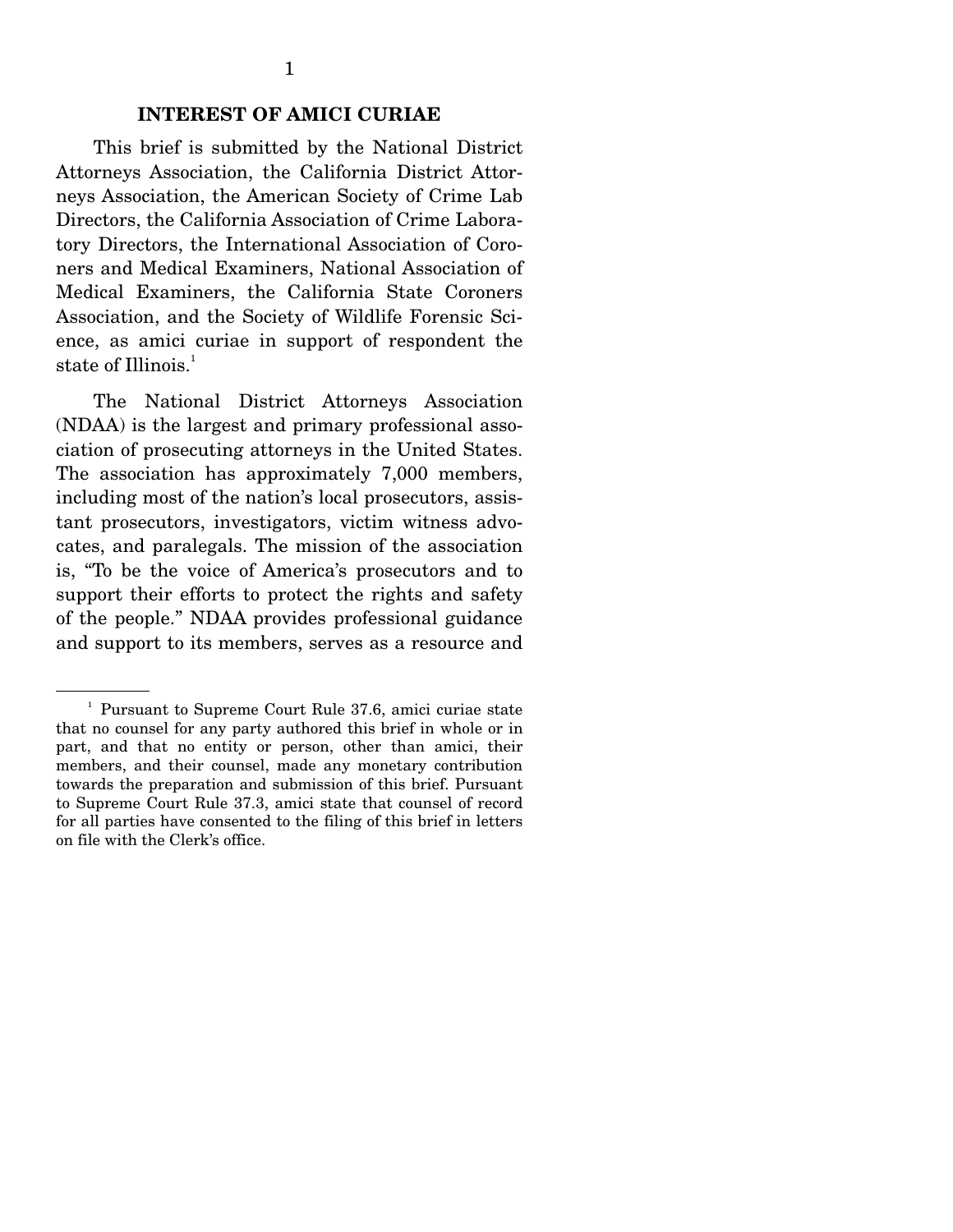## INTEREST OF AMICI CURIAE

This brief is submitted by the National District Attorneys Association, the California District Attorneys Association, the American Society of Crime Lab Directors, the California Association of Crime Laboratory Directors, the International Association of Coroners and Medical Examiners, National Association of Medical Examiners, the California State Coroners Association, and the Society of Wildlife Forensic Science, as amici curiae in support of respondent the state of Illinois.[1]

The National District Attorneys Association (NDAA) is the largest and primary professional association of prosecuting attorneys in the United States. The association has approximately 7,000 members, including most of the nation's local prosecutors, assistant prosecutors, investigators, victim witness advocates, and paralegals. The mission of the association is, "To be the voice of America's prosecutors and to support their efforts to protect the rights and safety of the people." NDAA provides professional guidance and support to its members, serves as a resource and

[1] Pursuant to Supreme Court Rule 37.6, amici curiae state that no counsel for any party authored this brief in whole or in part, and that no entity or person, other than amici, their members, and their counsel, made any monetary contribution towards the preparation and submission of this brief. Pursuant to Supreme Court Rule 37.3, amici state that counsel of record for all parties have consented to the filing of this brief in letters on file with the Clerk's office.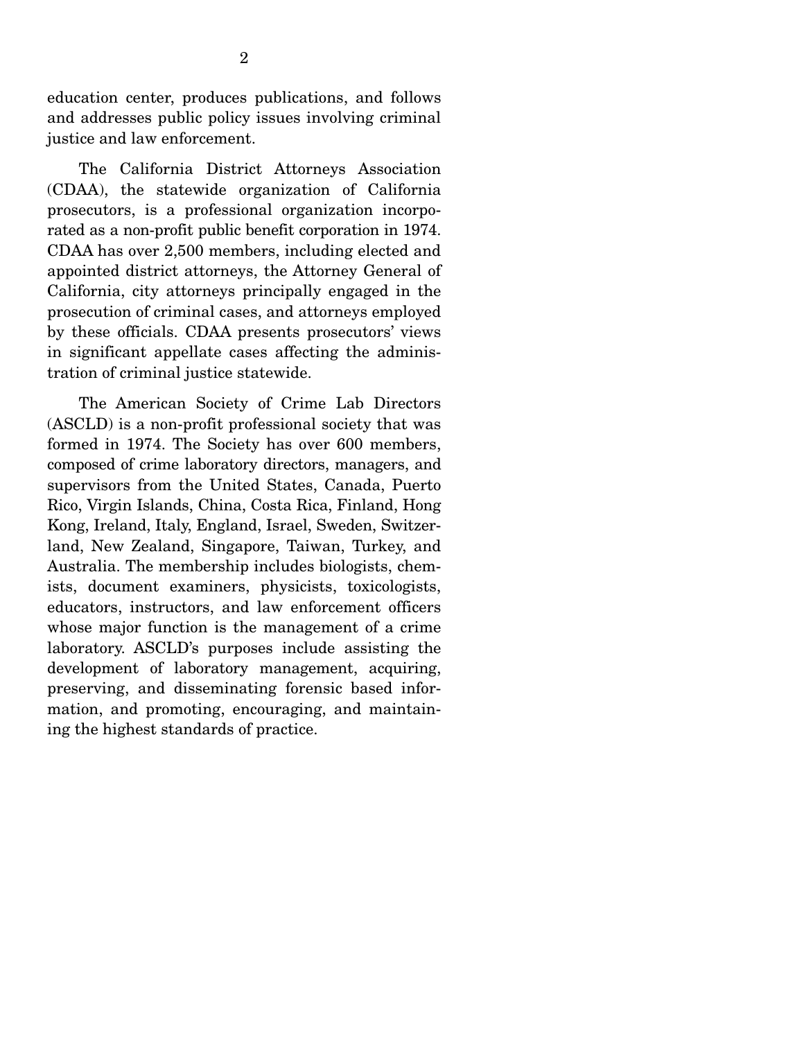education center, produces publications, and follows and addresses public policy issues involving criminal justice and law enforcement.

The California District Attorneys Association (CDAA), the statewide organization of California prosecutors, is a professional organization incorporated as a non-profit public benefit corporation in 1974. CDAA has over 2,500 members, including elected and appointed district attorneys, the Attorney General of California, city attorneys principally engaged in the prosecution of criminal cases, and attorneys employed by these officials. CDAA presents prosecutors' views in significant appellate cases affecting the administration of criminal justice statewide.

The American Society of Crime Lab Directors (ASCLD) is a non-profit professional society that was formed in 1974. The Society has over 600 members, composed of crime laboratory directors, managers, and supervisors from the United States, Canada, Puerto Rico, Virgin Islands, China, Costa Rica, Finland, Hong Kong, Ireland, Italy, England, Israel, Sweden, Switzerland, New Zealand, Singapore, Taiwan, Turkey, and Australia. The membership includes biologists, chemists, document examiners, physicists, toxicologists, educators, instructors, and law enforcement officers whose major function is the management of a crime laboratory. ASCLD's purposes include assisting the development of laboratory management, acquiring, preserving, and disseminating forensic based information, and promoting, encouraging, and maintaining the highest standards of practice.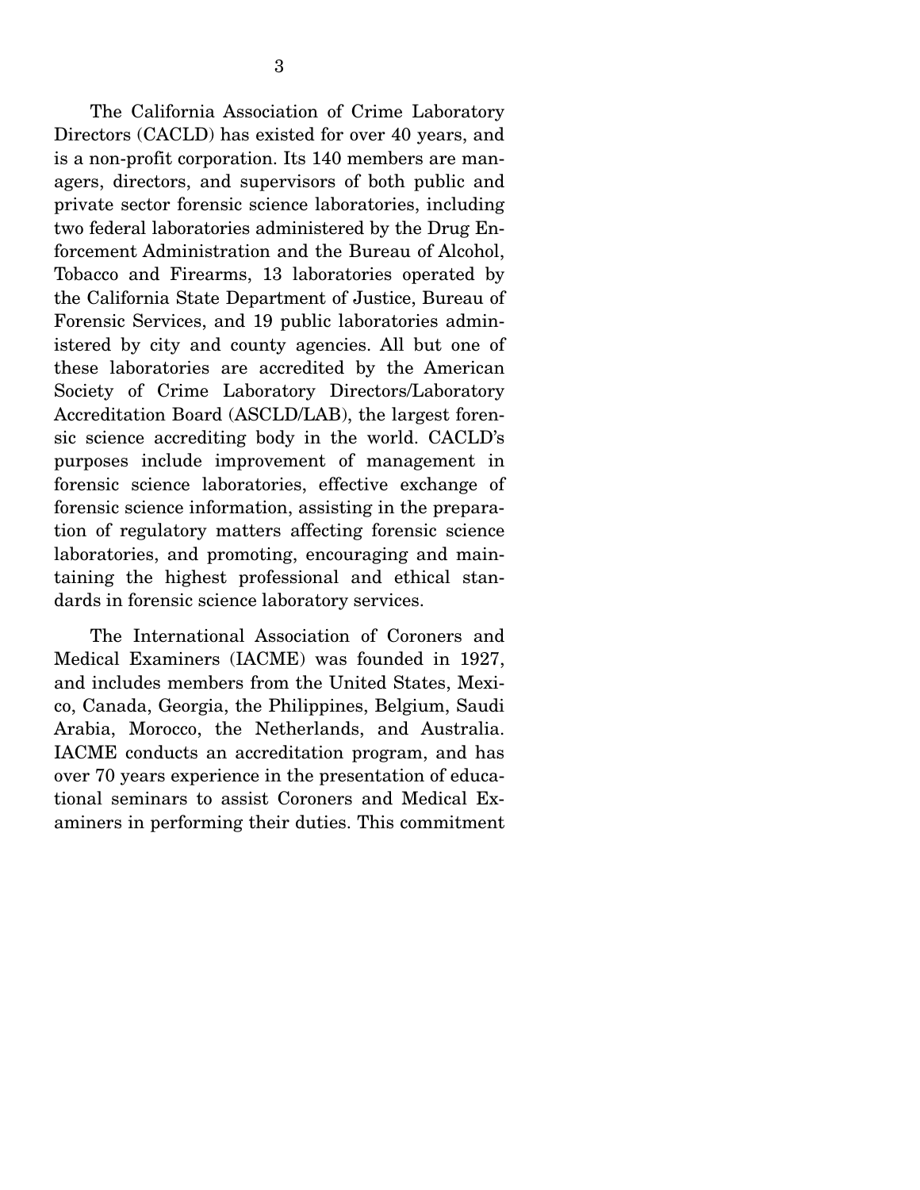The California Association of Crime Laboratory Directors (CACLD) has existed for over 40 years, and is a non-profit corporation. Its 140 members are managers, directors, and supervisors of both public and private sector forensic science laboratories, including two federal laboratories administered by the Drug Enforcement Administration and the Bureau of Alcohol, Tobacco and Firearms, 13 laboratories operated by the California State Department of Justice, Bureau of Forensic Services, and 19 public laboratories administered by city and county agencies. All but one of these laboratories are accredited by the American Society of Crime Laboratory Directors/Laboratory Accreditation Board (ASCLD/LAB), the largest forensic science accrediting body in the world. CACLD's purposes include improvement of management in forensic science laboratories, effective exchange of forensic science information, assisting in the preparation of regulatory matters affecting forensic science laboratories, and promoting, encouraging and maintaining the highest professional and ethical standards in forensic science laboratory services.

The International Association of Coroners and Medical Examiners (IACME) was founded in 1927, and includes members from the United States, Mexico, Canada, Georgia, the Philippines, Belgium, Saudi Arabia, Morocco, the Netherlands, and Australia. IACME conducts an accreditation program, and has over 70 years experience in the presentation of educational seminars to assist Coroners and Medical Examiners in performing their duties. This commitment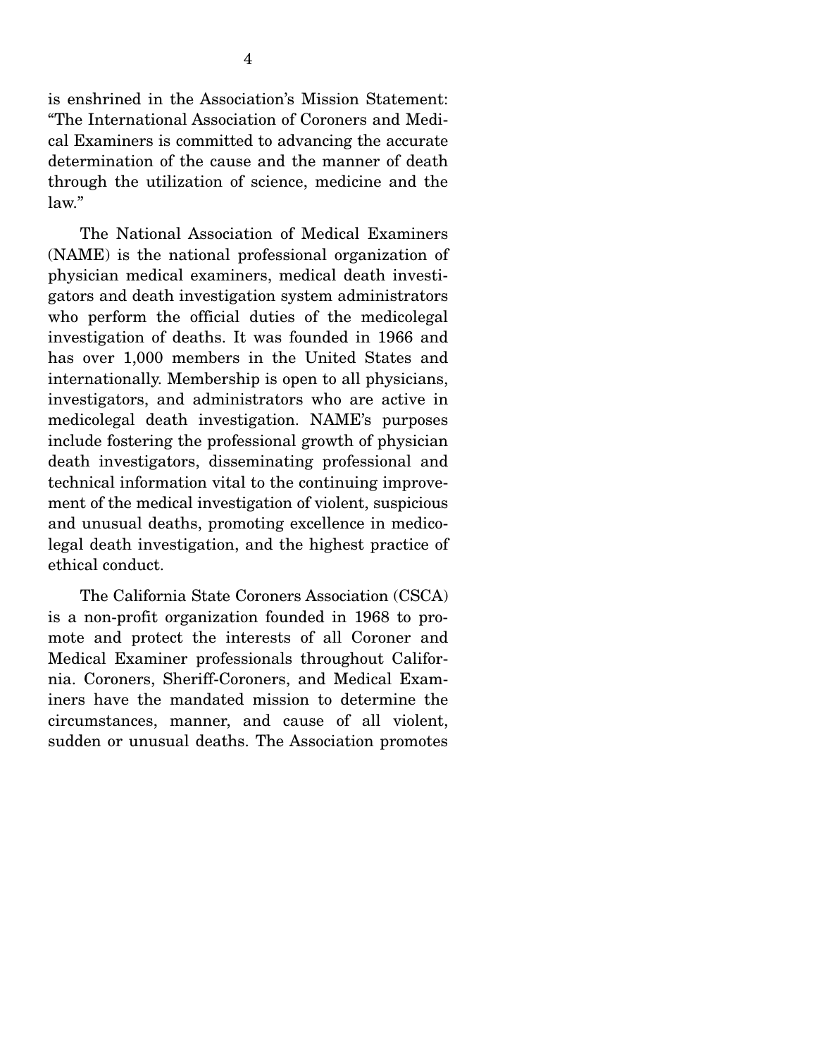is enshrined in the Association's Mission Statement: "The International Association of Coroners and Medical Examiners is committed to advancing the accurate determination of the cause and the manner of death through the utilization of science, medicine and the law."

The National Association of Medical Examiners (NAME) is the national professional organization of physician medical examiners, medical death investigators and death investigation system administrators who perform the official duties of the medicolegal investigation of deaths. It was founded in 1966 and has over 1,000 members in the United States and internationally. Membership is open to all physicians, investigators, and administrators who are active in medicolegal death investigation. NAME's purposes include fostering the professional growth of physician death investigators, disseminating professional and technical information vital to the continuing improvement of the medical investigation of violent, suspicious and unusual deaths, promoting excellence in medicolegal death investigation, and the highest practice of ethical conduct.

The California State Coroners Association (CSCA) is a non-profit organization founded in 1968 to promote and protect the interests of all Coroner and Medical Examiner professionals throughout California. Coroners, Sheriff-Coroners, and Medical Examiners have the mandated mission to determine the circumstances, manner, and cause of all violent, sudden or unusual deaths. The Association promotes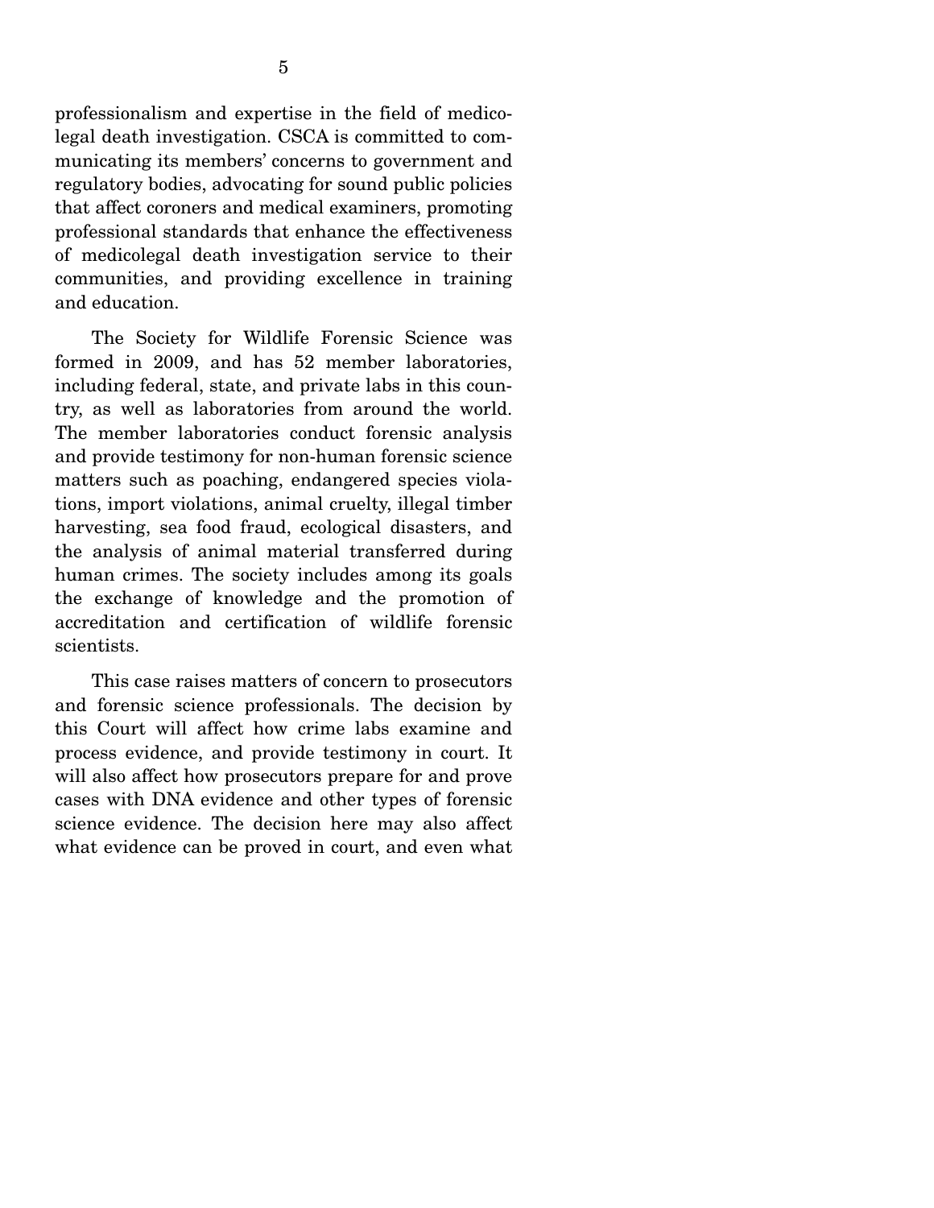professionalism and expertise in the field of medicolegal death investigation. CSCA is committed to communicating its members' concerns to government and regulatory bodies, advocating for sound public policies that affect coroners and medical examiners, promoting professional standards that enhance the effectiveness of medicolegal death investigation service to their communities, and providing excellence in training and education.

The Society for Wildlife Forensic Science was formed in 2009, and has 52 member laboratories, including federal, state, and private labs in this country, as well as laboratories from around the world. The member laboratories conduct forensic analysis and provide testimony for non-human forensic science matters such as poaching, endangered species violations, import violations, animal cruelty, illegal timber harvesting, sea food fraud, ecological disasters, and the analysis of animal material transferred during human crimes. The society includes among its goals the exchange of knowledge and the promotion of accreditation and certification of wildlife forensic scientists.

This case raises matters of concern to prosecutors and forensic science professionals. The decision by this Court will affect how crime labs examine and process evidence, and provide testimony in court. It will also affect how prosecutors prepare for and prove cases with DNA evidence and other types of forensic science evidence. The decision here may also affect what evidence can be proved in court, and even what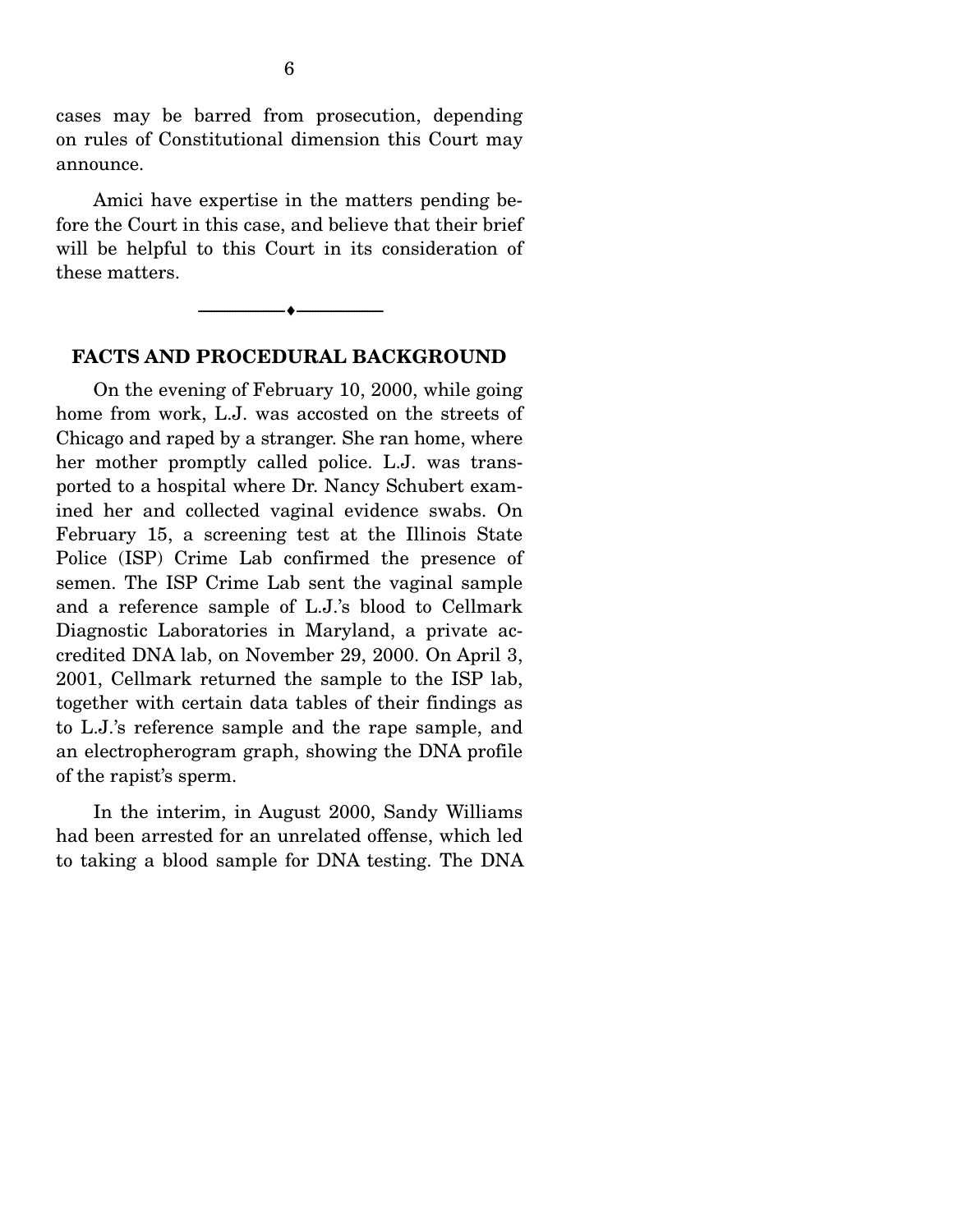cases may be barred from prosecution, depending on rules of Constitutional dimension this Court may announce.

Amici have expertise in the matters pending before the Court in this case, and believe that their brief will be helpful to this Court in its consideration of these matters.

---

## FACTS AND PROCEDURAL BACKGROUND

On the evening of February 10, 2000, while going home from work, L.J. was accosted on the streets of Chicago and raped by a stranger. She ran home, where her mother promptly called police. L.J. was transported to a hospital where Dr. Nancy Schubert examined her and collected vaginal evidence swabs. On February 15, a screening test at the Illinois State Police (ISP) Crime Lab confirmed the presence of semen. The ISP Crime Lab sent the vaginal sample and a reference sample of L.J.'s blood to Cellmark Diagnostic Laboratories in Maryland, a private accredited DNA lab, on November 29, 2000. On April 3, 2001, Cellmark returned the sample to the ISP lab, together with certain data tables of their findings as to L.J.'s reference sample and the rape sample, and an electropherogram graph, showing the DNA profile of the rapist's sperm.

In the interim, in August 2000, Sandy Williams had been arrested for an unrelated offense, which led to taking a blood sample for DNA testing. The DNA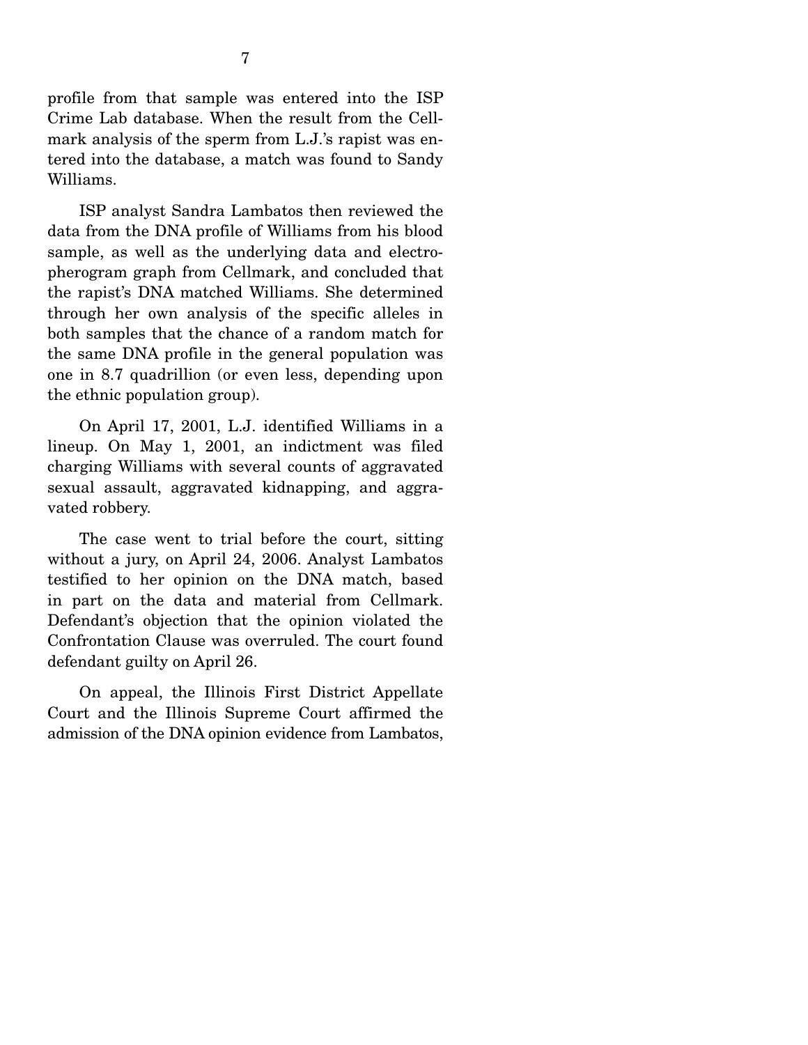profile from that sample was entered into the ISP Crime Lab database. When the result from the Cellmark analysis of the sperm from L.J.'s rapist was entered into the database, a match was found to Sandy Williams.

ISP analyst Sandra Lambatos then reviewed the data from the DNA profile of Williams from his blood sample, as well as the underlying data and electropherogram graph from Cellmark, and concluded that the rapist's DNA matched Williams. She determined through her own analysis of the specific alleles in both samples that the chance of a random match for the same DNA profile in the general population was one in 8.7 quadrillion (or even less, depending upon the ethnic population group).

On April 17, 2001, L.J. identified Williams in a lineup. On May 1, 2001, an indictment was filed charging Williams with several counts of aggravated sexual assault, aggravated kidnapping, and aggravated robbery.

The case went to trial before the court, sitting without a jury, on April 24, 2006. Analyst Lambatos testified to her opinion on the DNA match, based in part on the data and material from Cellmark. Defendant's objection that the opinion violated the Confrontation Clause was overruled. The court found defendant guilty on April 26.

On appeal, the Illinois First District Appellate Court and the Illinois Supreme Court affirmed the admission of the DNA opinion evidence from Lambatos,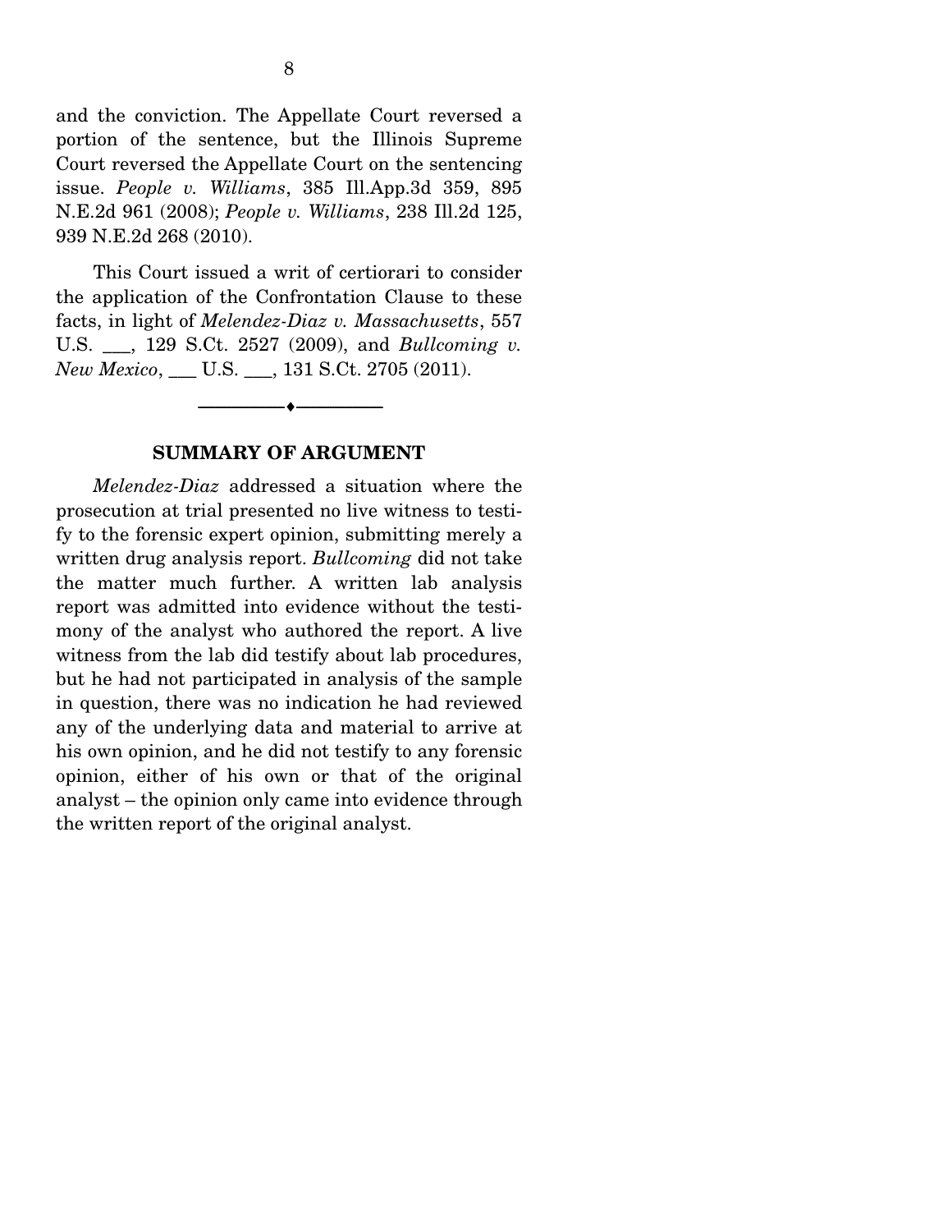and the conviction. The Appellate Court reversed a portion of the sentence, but the Illinois Supreme Court reversed the Appellate Court on the sentencing issue. *People v. Williams*, 385 Ill.App.3d 359, 895 N.E.2d 961 (2008); *People v. Williams*, 238 Ill.2d 125, 939 N.E.2d 268 (2010).

This Court issued a writ of certiorari to consider the application of the Confrontation Clause to these facts, in light of *Melendez-Diaz v. Massachusetts*, 557 U.S. \_\_\_, 129 S.Ct. 2527 (2009), and *Bullcoming v. New Mexico*, \_\_\_ U.S. \_\_\_, 131 S.Ct. 2705 (2011).

---

## SUMMARY OF ARGUMENT

*Melendez-Diaz* addressed a situation where the prosecution at trial presented no live witness to testify to the forensic expert opinion, submitting merely a written drug analysis report. *Bullcoming* did not take the matter much further. A written lab analysis report was admitted into evidence without the testimony of the analyst who authored the report. A live witness from the lab did testify about lab procedures, but he had not participated in analysis of the sample in question, there was no indication he had reviewed any of the underlying data and material to arrive at his own opinion, and he did not testify to any forensic opinion, either of his own or that of the original analyst – the opinion only came into evidence through the written report of the original analyst.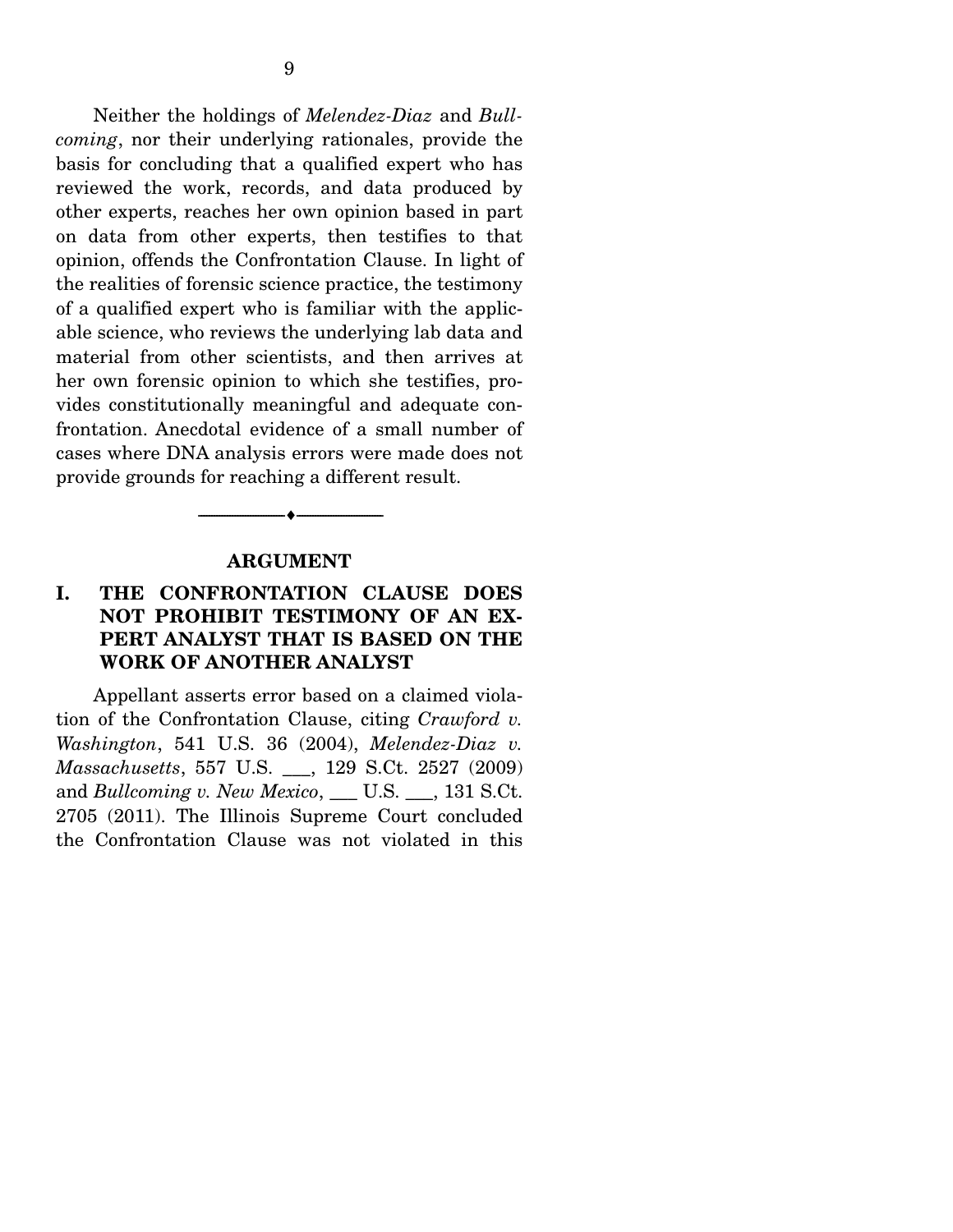Neither the holdings of *Melendez-Diaz* and *Bullcoming*, nor their underlying rationales, provide the basis for concluding that a qualified expert who has reviewed the work, records, and data produced by other experts, reaches her own opinion based in part on data from other experts, then testifies to that opinion, offends the Confrontation Clause. In light of the realities of forensic science practice, the testimony of a qualified expert who is familiar with the applicable science, who reviews the underlying lab data and material from other scientists, and then arrives at her own forensic opinion to which she testifies, provides constitutionally meaningful and adequate confrontation. Anecdotal evidence of a small number of cases where DNA analysis errors were made does not provide grounds for reaching a different result.

---

## ARGUMENT

### I. THE CONFRONTATION CLAUSE DOES NOT PROHIBIT TESTIMONY OF AN EXPERT ANALYST THAT IS BASED ON THE WORK OF ANOTHER ANALYST

Appellant asserts error based on a claimed violation of the Confrontation Clause, citing *Crawford v. Washington*, 541 U.S. 36 (2004), *Melendez-Diaz v. Massachusetts*, 557 U.S. ___, 129 S.Ct. 2527 (2009) and *Bullcoming v. New Mexico*, ___ U.S. ___, 131 S.Ct. 2705 (2011). The Illinois Supreme Court concluded the Confrontation Clause was not violated in this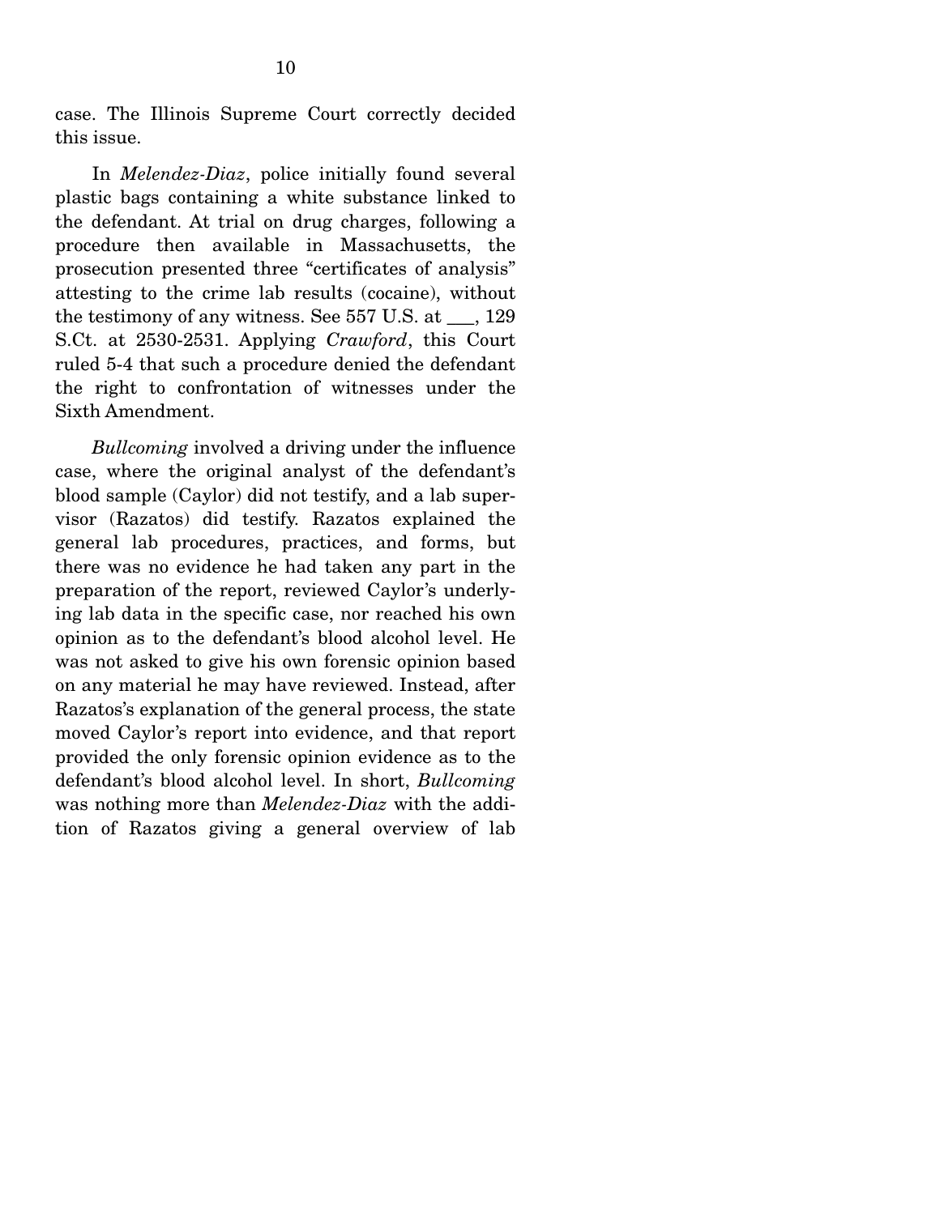case. The Illinois Supreme Court correctly decided this issue.

In *Melendez-Diaz*, police initially found several plastic bags containing a white substance linked to the defendant. At trial on drug charges, following a procedure then available in Massachusetts, the prosecution presented three "certificates of analysis" attesting to the crime lab results (cocaine), without the testimony of any witness. See 557 U.S. at ___, 129 S.Ct. at 2530-2531. Applying *Crawford*, this Court ruled 5-4 that such a procedure denied the defendant the right to confrontation of witnesses under the Sixth Amendment.

*Bullcoming* involved a driving under the influence case, where the original analyst of the defendant's blood sample (Caylor) did not testify, and a lab supervisor (Razatos) did testify. Razatos explained the general lab procedures, practices, and forms, but there was no evidence he had taken any part in the preparation of the report, reviewed Caylor's underlying lab data in the specific case, nor reached his own opinion as to the defendant's blood alcohol level. He was not asked to give his own forensic opinion based on any material he may have reviewed. Instead, after Razatos's explanation of the general process, the state moved Caylor's report into evidence, and that report provided the only forensic opinion evidence as to the defendant's blood alcohol level. In short, *Bullcoming* was nothing more than *Melendez-Diaz* with the addition of Razatos giving a general overview of lab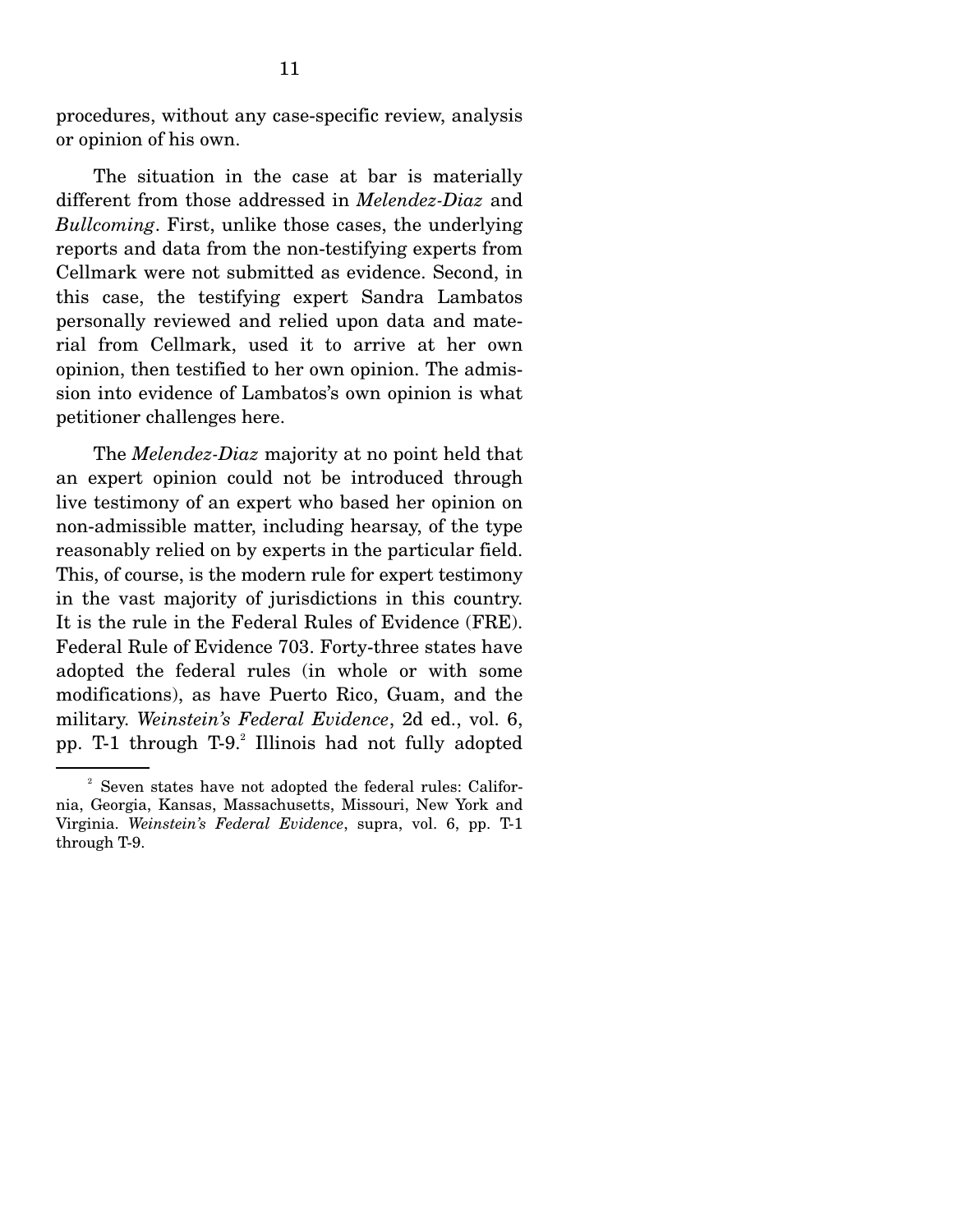procedures, without any case-specific review, analysis or opinion of his own.

The situation in the case at bar is materially different from those addressed in *Melendez-Diaz* and *Bullcoming*. First, unlike those cases, the underlying reports and data from the non-testifying experts from Cellmark were not submitted as evidence. Second, in this case, the testifying expert Sandra Lambatos personally reviewed and relied upon data and material from Cellmark, used it to arrive at her own opinion, then testified to her own opinion. The admission into evidence of Lambatos's own opinion is what petitioner challenges here.

The *Melendez-Diaz* majority at no point held that an expert opinion could not be introduced through live testimony of an expert who based her opinion on non-admissible matter, including hearsay, of the type reasonably relied on by experts in the particular field. This, of course, is the modern rule for expert testimony in the vast majority of jurisdictions in this country. It is the rule in the Federal Rules of Evidence (FRE). Federal Rule of Evidence 703. Forty-three states have adopted the federal rules (in whole or with some modifications), as have Puerto Rico, Guam, and the military. *Weinstein's Federal Evidence*, 2d ed., vol. 6, pp. T-1 through T-9.[2] Illinois had not fully adopted

[2] Seven states have not adopted the federal rules: California, Georgia, Kansas, Massachusetts, Missouri, New York and Virginia. *Weinstein's Federal Evidence*, supra, vol. 6, pp. T-1 through T-9.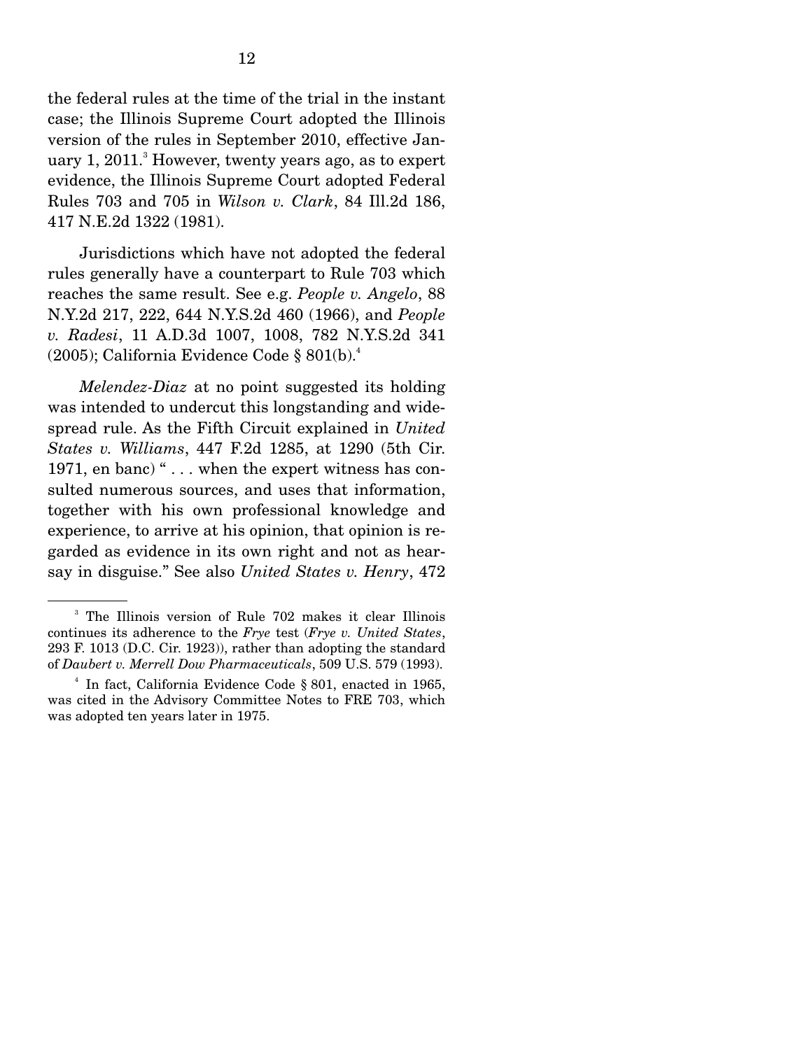the federal rules at the time of the trial in the instant case; the Illinois Supreme Court adopted the Illinois version of the rules in September 2010, effective January 1, 2011.[3] However, twenty years ago, as to expert evidence, the Illinois Supreme Court adopted Federal Rules 703 and 705 in *Wilson v. Clark*, 84 Ill.2d 186, 417 N.E.2d 1322 (1981).

Jurisdictions which have not adopted the federal rules generally have a counterpart to Rule 703 which reaches the same result. See e.g. *People v. Angelo*, 88 N.Y.2d 217, 222, 644 N.Y.S.2d 460 (1966), and *People v. Radesi*, 11 A.D.3d 1007, 1008, 782 N.Y.S.2d 341 (2005); California Evidence Code § 801(b).[4]

*Melendez-Diaz* at no point suggested its holding was intended to undercut this longstanding and widespread rule. As the Fifth Circuit explained in *United States v. Williams*, 447 F.2d 1285, at 1290 (5th Cir. 1971, en banc) " . . . when the expert witness has consulted numerous sources, and uses that information, together with his own professional knowledge and experience, to arrive at his opinion, that opinion is regarded as evidence in its own right and not as hearsay in disguise." See also *United States v. Henry*, 472

---

[3] The Illinois version of Rule 702 makes it clear Illinois continues its adherence to the *Frye* test (*Frye v. United States*, 293 F. 1013 (D.C. Cir. 1923)), rather than adopting the standard of *Daubert v. Merrell Dow Pharmaceuticals*, 509 U.S. 579 (1993).

[4] In fact, California Evidence Code § 801, enacted in 1965, was cited in the Advisory Committee Notes to FRE 703, which was adopted ten years later in 1975.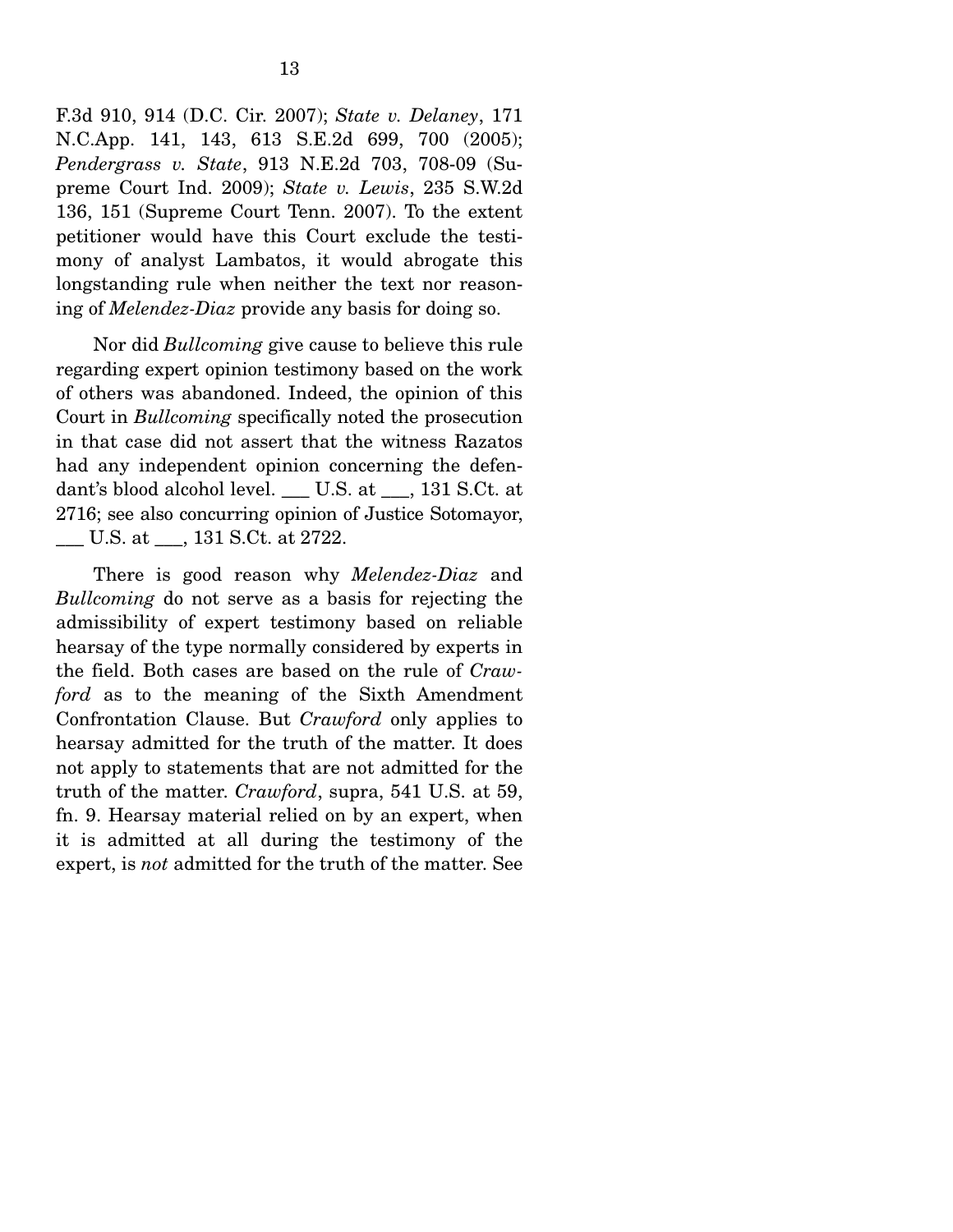F.3d 910, 914 (D.C. Cir. 2007); *State v. Delaney*, 171 N.C.App. 141, 143, 613 S.E.2d 699, 700 (2005); *Pendergrass v. State*, 913 N.E.2d 703, 708-09 (Supreme Court Ind. 2009); *State v. Lewis*, 235 S.W.2d 136, 151 (Supreme Court Tenn. 2007). To the extent petitioner would have this Court exclude the testimony of analyst Lambatos, it would abrogate this longstanding rule when neither the text nor reasoning of *Melendez-Diaz* provide any basis for doing so.

Nor did *Bullcoming* give cause to believe this rule regarding expert opinion testimony based on the work of others was abandoned. Indeed, the opinion of this Court in *Bullcoming* specifically noted the prosecution in that case did not assert that the witness Razatos had any independent opinion concerning the defendant's blood alcohol level. ___ U.S. at ___, 131 S.Ct. at 2716; see also concurring opinion of Justice Sotomayor, ___ U.S. at ___, 131 S.Ct. at 2722.

There is good reason why *Melendez-Diaz* and *Bullcoming* do not serve as a basis for rejecting the admissibility of expert testimony based on reliable hearsay of the type normally considered by experts in the field. Both cases are based on the rule of *Crawford* as to the meaning of the Sixth Amendment Confrontation Clause. But *Crawford* only applies to hearsay admitted for the truth of the matter. It does not apply to statements that are not admitted for the truth of the matter. *Crawford*, supra, 541 U.S. at 59, fn. 9. Hearsay material relied on by an expert, when it is admitted at all during the testimony of the expert, is *not* admitted for the truth of the matter. See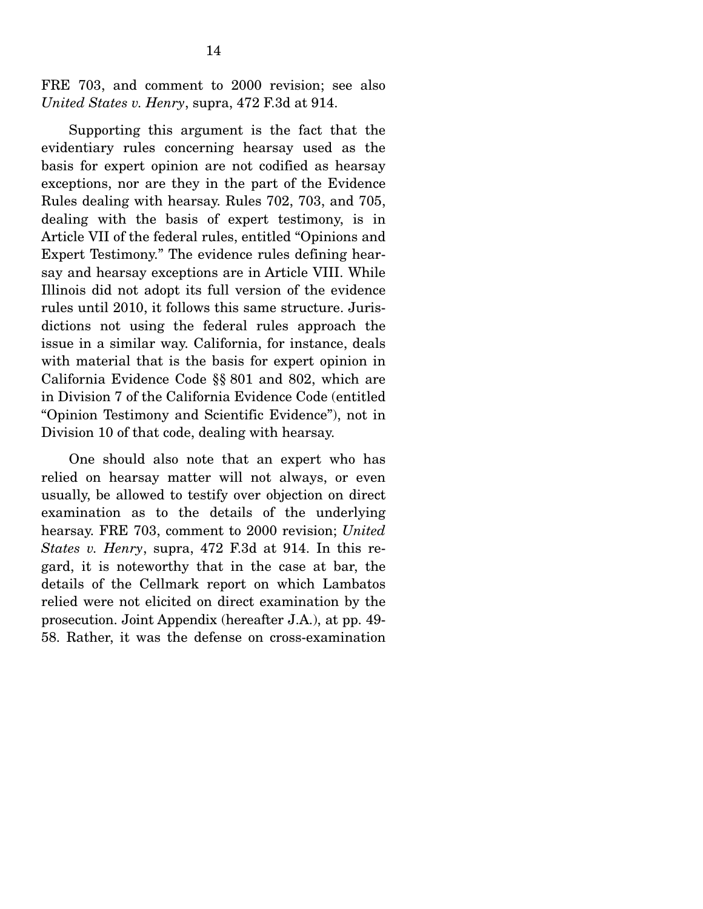FRE 703, and comment to 2000 revision; see also *United States v. Henry*, supra, 472 F.3d at 914.

Supporting this argument is the fact that the evidentiary rules concerning hearsay used as the basis for expert opinion are not codified as hearsay exceptions, nor are they in the part of the Evidence Rules dealing with hearsay. Rules 702, 703, and 705, dealing with the basis of expert testimony, is in Article VII of the federal rules, entitled "Opinions and Expert Testimony." The evidence rules defining hearsay and hearsay exceptions are in Article VIII. While Illinois did not adopt its full version of the evidence rules until 2010, it follows this same structure. Jurisdictions not using the federal rules approach the issue in a similar way. California, for instance, deals with material that is the basis for expert opinion in California Evidence Code §§ 801 and 802, which are in Division 7 of the California Evidence Code (entitled "Opinion Testimony and Scientific Evidence"), not in Division 10 of that code, dealing with hearsay.

One should also note that an expert who has relied on hearsay matter will not always, or even usually, be allowed to testify over objection on direct examination as to the details of the underlying hearsay. FRE 703, comment to 2000 revision; *United States v. Henry*, supra, 472 F.3d at 914. In this regard, it is noteworthy that in the case at bar, the details of the Cellmark report on which Lambatos relied were not elicited on direct examination by the prosecution. Joint Appendix (hereafter J.A.), at pp. 49-58. Rather, it was the defense on cross-examination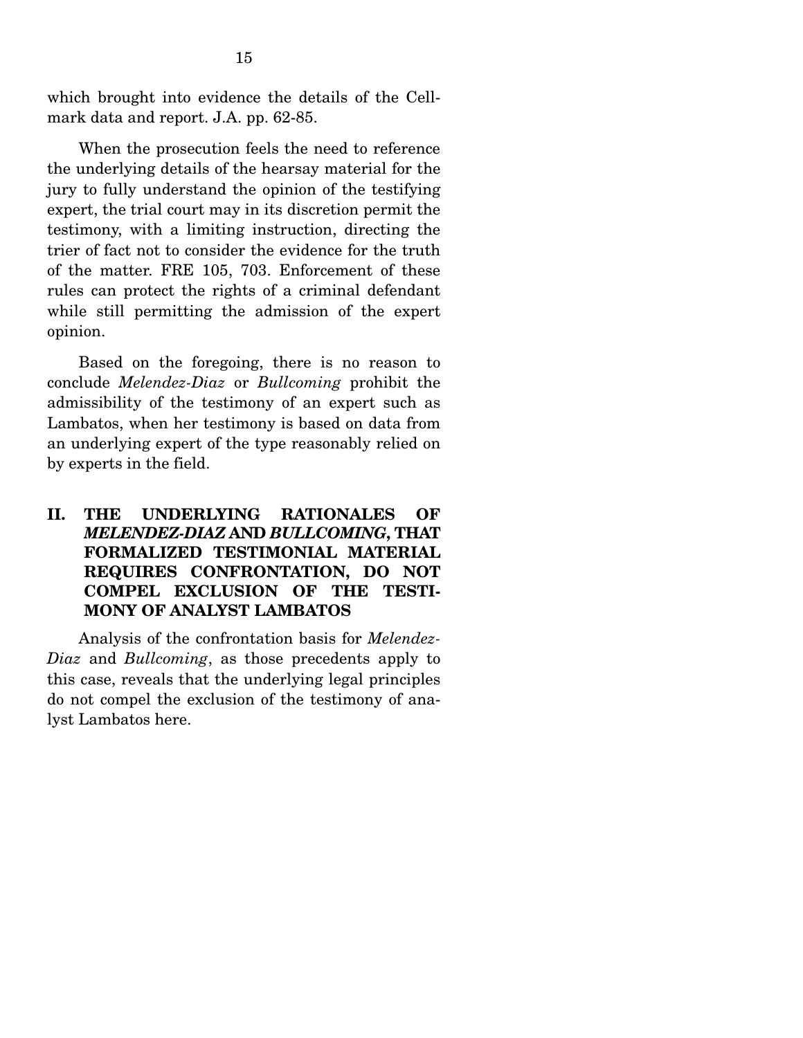which brought into evidence the details of the Cellmark data and report. J.A. pp. 62-85.

When the prosecution feels the need to reference the underlying details of the hearsay material for the jury to fully understand the opinion of the testifying expert, the trial court may in its discretion permit the testimony, with a limiting instruction, directing the trier of fact not to consider the evidence for the truth of the matter. FRE 105, 703. Enforcement of these rules can protect the rights of a criminal defendant while still permitting the admission of the expert opinion.

Based on the foregoing, there is no reason to conclude *Melendez-Diaz* or *Bullcoming* prohibit the admissibility of the testimony of an expert such as Lambatos, when her testimony is based on data from an underlying expert of the type reasonably relied on by experts in the field.

## II. THE UNDERLYING RATIONALES OF *MELENDEZ-DIAZ* AND *BULLCOMING*, THAT FORMALIZED TESTIMONIAL MATERIAL REQUIRES CONFRONTATION, DO NOT COMPEL EXCLUSION OF THE TESTIMONY OF ANALYST LAMBATOS

Analysis of the confrontation basis for *Melendez-Diaz* and *Bullcoming*, as those precedents apply to this case, reveals that the underlying legal principles do not compel the exclusion of the testimony of analyst Lambatos here.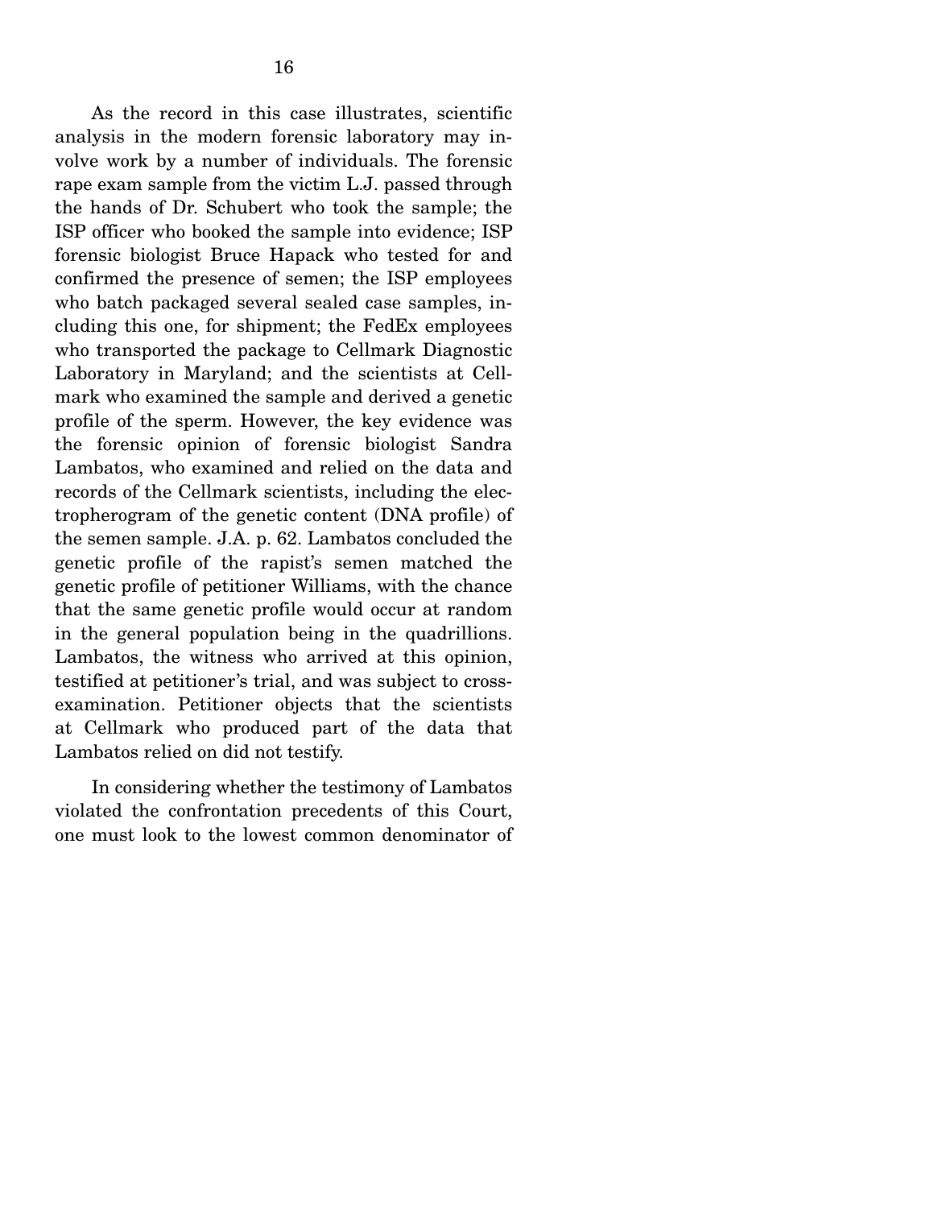As the record in this case illustrates, scientific analysis in the modern forensic laboratory may involve work by a number of individuals. The forensic rape exam sample from the victim L.J. passed through the hands of Dr. Schubert who took the sample; the ISP officer who booked the sample into evidence; ISP forensic biologist Bruce Hapack who tested for and confirmed the presence of semen; the ISP employees who batch packaged several sealed case samples, including this one, for shipment; the FedEx employees who transported the package to Cellmark Diagnostic Laboratory in Maryland; and the scientists at Cellmark who examined the sample and derived a genetic profile of the sperm. However, the key evidence was the forensic opinion of forensic biologist Sandra Lambatos, who examined and relied on the data and records of the Cellmark scientists, including the electropherogram of the genetic content (DNA profile) of the semen sample. J.A. p. 62. Lambatos concluded the genetic profile of the rapist's semen matched the genetic profile of petitioner Williams, with the chance that the same genetic profile would occur at random in the general population being in the quadrillions. Lambatos, the witness who arrived at this opinion, testified at petitioner's trial, and was subject to cross-examination. Petitioner objects that the scientists at Cellmark who produced part of the data that Lambatos relied on did not testify.

In considering whether the testimony of Lambatos violated the confrontation precedents of this Court, one must look to the lowest common denominator of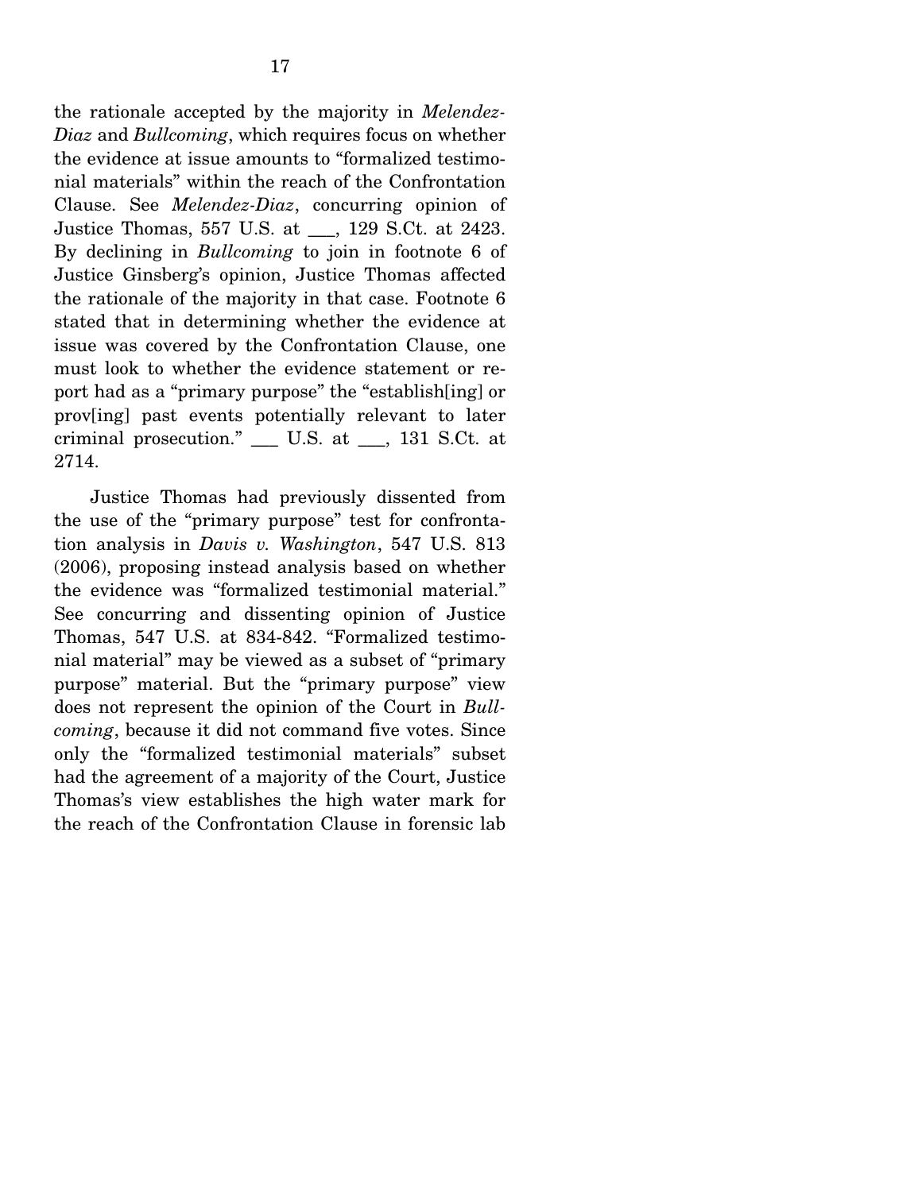the rationale accepted by the majority in *Melendez-Diaz* and *Bullcoming*, which requires focus on whether the evidence at issue amounts to "formalized testimonial materials" within the reach of the Confrontation Clause. See *Melendez-Diaz*, concurring opinion of Justice Thomas, 557 U.S. at ___, 129 S.Ct. at 2423. By declining in *Bullcoming* to join in footnote 6 of Justice Ginsberg's opinion, Justice Thomas affected the rationale of the majority in that case. Footnote 6 stated that in determining whether the evidence at issue was covered by the Confrontation Clause, one must look to whether the evidence statement or report had as a "primary purpose" the "establish[ing] or prov[ing] past events potentially relevant to later criminal prosecution." ___ U.S. at ___, 131 S.Ct. at 2714.

Justice Thomas had previously dissented from the use of the "primary purpose" test for confrontation analysis in *Davis v. Washington*, 547 U.S. 813 (2006), proposing instead analysis based on whether the evidence was "formalized testimonial material." See concurring and dissenting opinion of Justice Thomas, 547 U.S. at 834-842. "Formalized testimonial material" may be viewed as a subset of "primary purpose" material. But the "primary purpose" view does not represent the opinion of the Court in *Bullcoming*, because it did not command five votes. Since only the "formalized testimonial materials" subset had the agreement of a majority of the Court, Justice Thomas's view establishes the high water mark for the reach of the Confrontation Clause in forensic lab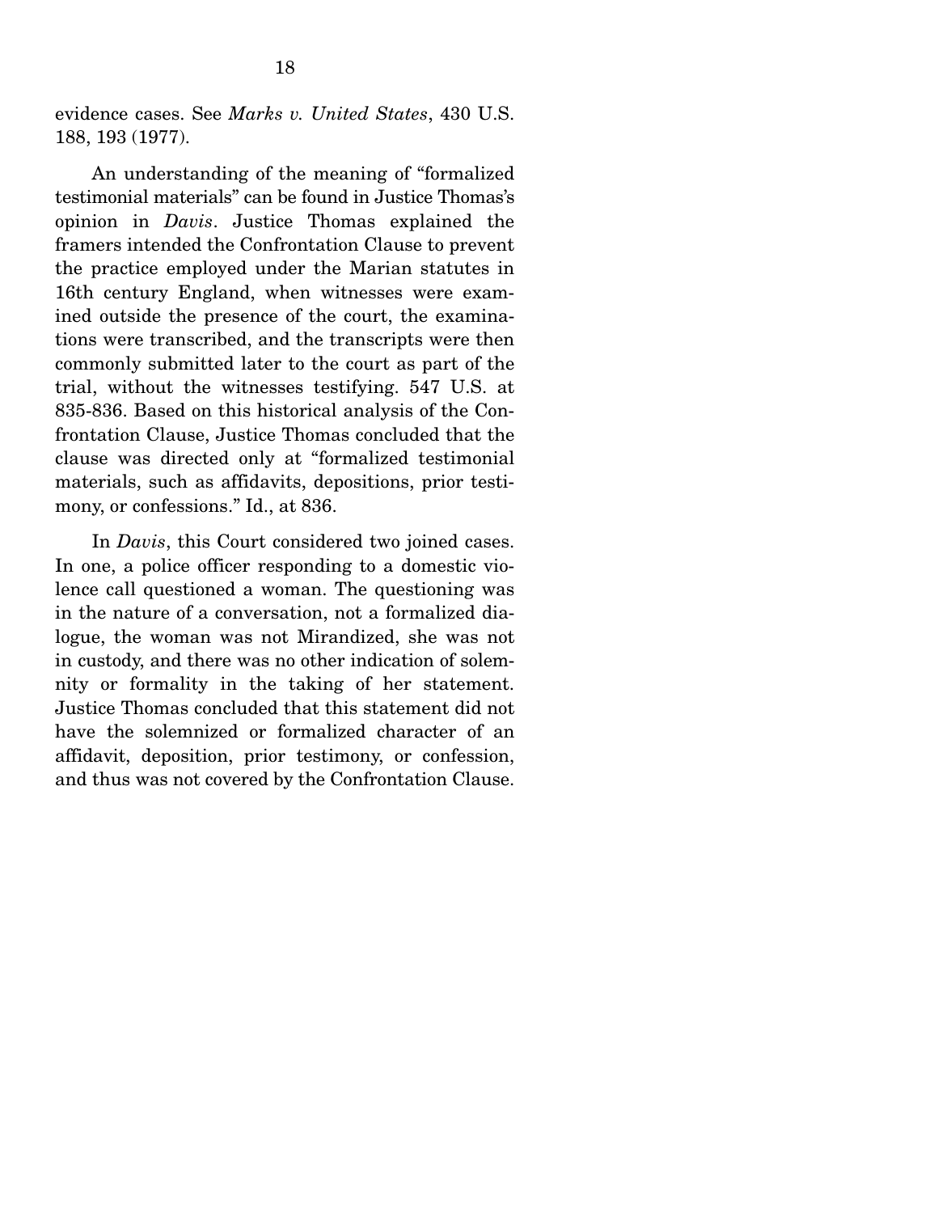evidence cases. See *Marks v. United States*, 430 U.S. 188, 193 (1977).

An understanding of the meaning of "formalized testimonial materials" can be found in Justice Thomas's opinion in *Davis*. Justice Thomas explained the framers intended the Confrontation Clause to prevent the practice employed under the Marian statutes in 16th century England, when witnesses were examined outside the presence of the court, the examinations were transcribed, and the transcripts were then commonly submitted later to the court as part of the trial, without the witnesses testifying. 547 U.S. at 835-836. Based on this historical analysis of the Confrontation Clause, Justice Thomas concluded that the clause was directed only at "formalized testimonial materials, such as affidavits, depositions, prior testimony, or confessions." Id., at 836.

In *Davis*, this Court considered two joined cases. In one, a police officer responding to a domestic violence call questioned a woman. The questioning was in the nature of a conversation, not a formalized dialogue, the woman was not Mirandized, she was not in custody, and there was no other indication of solemnity or formality in the taking of her statement. Justice Thomas concluded that this statement did not have the solemnized or formalized character of an affidavit, deposition, prior testimony, or confession, and thus was not covered by the Confrontation Clause.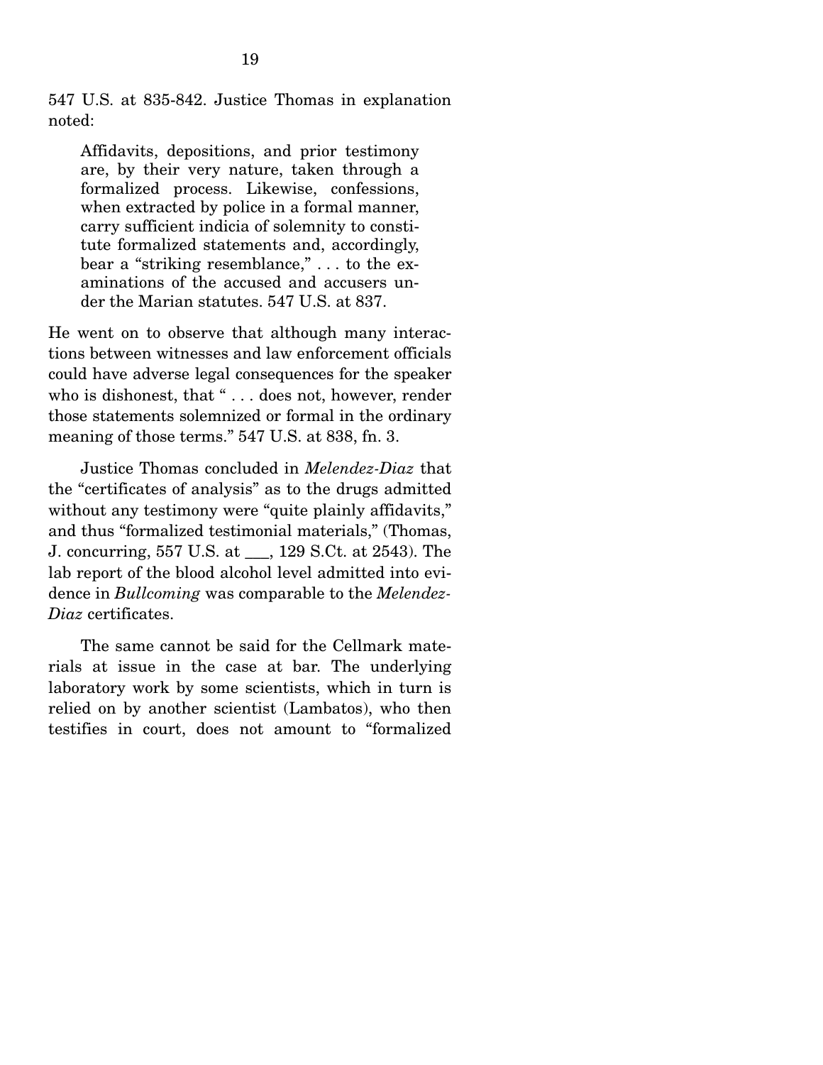547 U.S. at 835-842. Justice Thomas in explanation noted:

> Affidavits, depositions, and prior testimony are, by their very nature, taken through a formalized process. Likewise, confessions, when extracted by police in a formal manner, carry sufficient indicia of solemnity to constitute formalized statements and, accordingly, bear a "striking resemblance," . . . to the examinations of the accused and accusers under the Marian statutes. 547 U.S. at 837.

He went on to observe that although many interactions between witnesses and law enforcement officials could have adverse legal consequences for the speaker who is dishonest, that " . . . does not, however, render those statements solemnized or formal in the ordinary meaning of those terms." 547 U.S. at 838, fn. 3.

Justice Thomas concluded in *Melendez-Diaz* that the "certificates of analysis" as to the drugs admitted without any testimony were "quite plainly affidavits," and thus "formalized testimonial materials," (Thomas, J. concurring, 557 U.S. at ___, 129 S.Ct. at 2543). The lab report of the blood alcohol level admitted into evidence in *Bullcoming* was comparable to the *Melendez-Diaz* certificates.

The same cannot be said for the Cellmark materials at issue in the case at bar. The underlying laboratory work by some scientists, which in turn is relied on by another scientist (Lambatos), who then testifies in court, does not amount to "formalized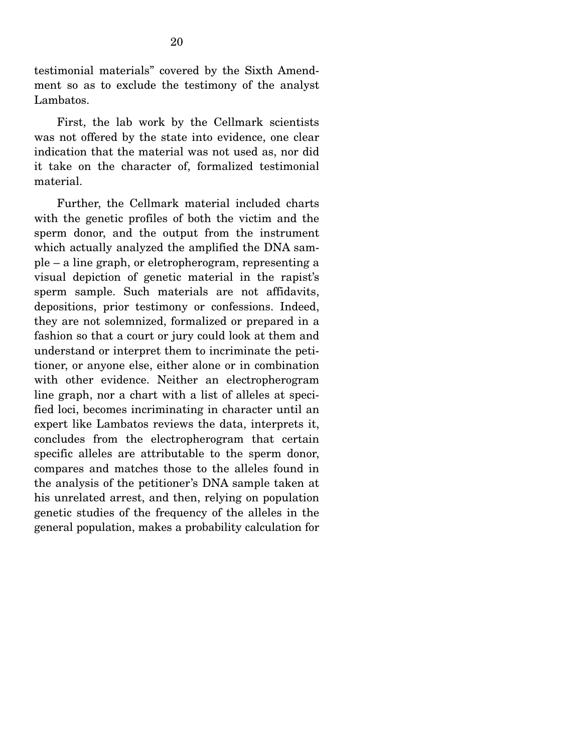testimonial materials" covered by the Sixth Amendment so as to exclude the testimony of the analyst Lambatos.

First, the lab work by the Cellmark scientists was not offered by the state into evidence, one clear indication that the material was not used as, nor did it take on the character of, formalized testimonial material.

Further, the Cellmark material included charts with the genetic profiles of both the victim and the sperm donor, and the output from the instrument which actually analyzed the amplified the DNA sample – a line graph, or eletropherogram, representing a visual depiction of genetic material in the rapist's sperm sample. Such materials are not affidavits, depositions, prior testimony or confessions. Indeed, they are not solemnized, formalized or prepared in a fashion so that a court or jury could look at them and understand or interpret them to incriminate the petitioner, or anyone else, either alone or in combination with other evidence. Neither an electropherogram line graph, nor a chart with a list of alleles at specified loci, becomes incriminating in character until an expert like Lambatos reviews the data, interprets it, concludes from the electropherogram that certain specific alleles are attributable to the sperm donor, compares and matches those to the alleles found in the analysis of the petitioner's DNA sample taken at his unrelated arrest, and then, relying on population genetic studies of the frequency of the alleles in the general population, makes a probability calculation for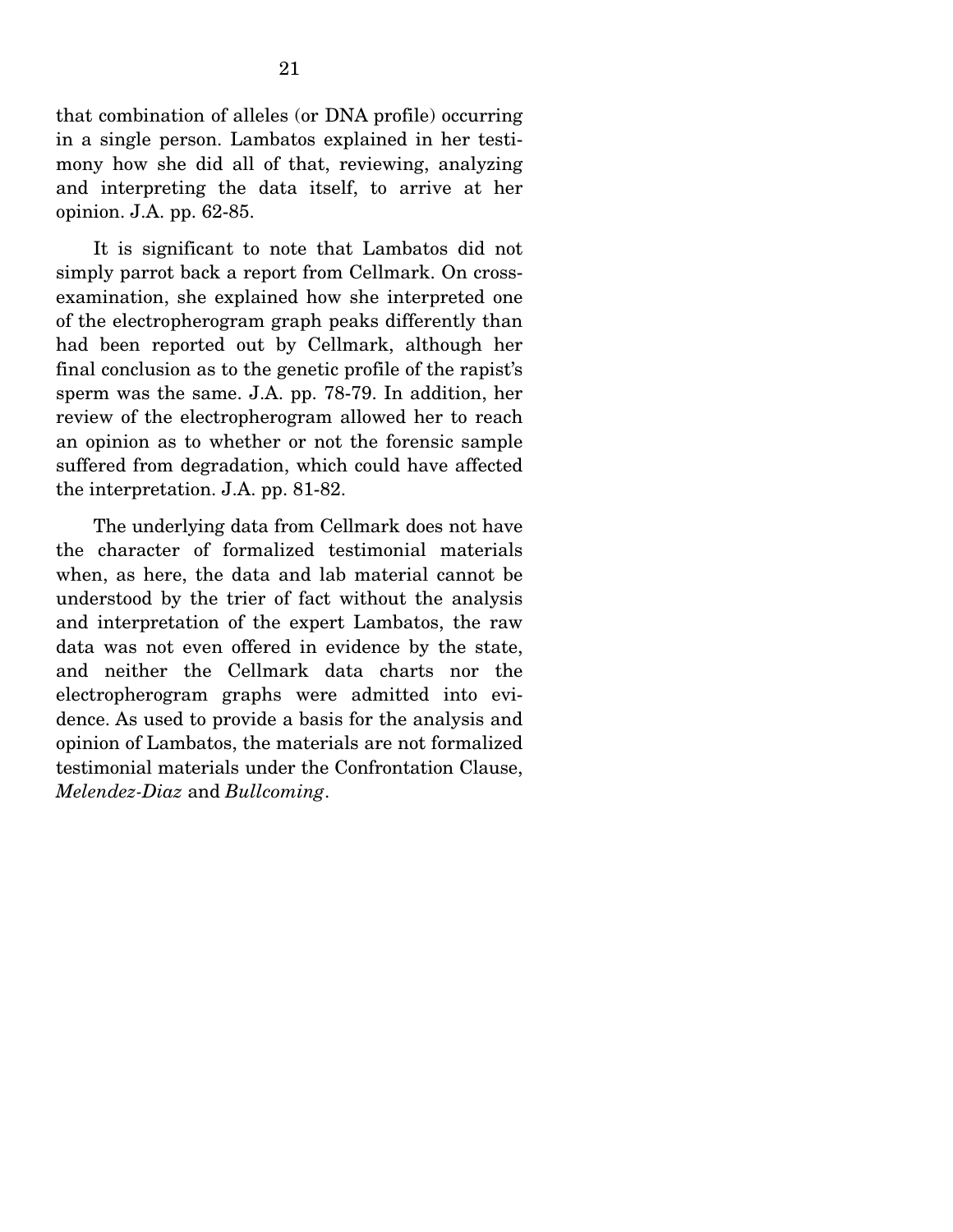that combination of alleles (or DNA profile) occurring in a single person. Lambatos explained in her testimony how she did all of that, reviewing, analyzing and interpreting the data itself, to arrive at her opinion. J.A. pp. 62-85.

It is significant to note that Lambatos did not simply parrot back a report from Cellmark. On cross-examination, she explained how she interpreted one of the electropherogram graph peaks differently than had been reported out by Cellmark, although her final conclusion as to the genetic profile of the rapist's sperm was the same. J.A. pp. 78-79. In addition, her review of the electropherogram allowed her to reach an opinion as to whether or not the forensic sample suffered from degradation, which could have affected the interpretation. J.A. pp. 81-82.

The underlying data from Cellmark does not have the character of formalized testimonial materials when, as here, the data and lab material cannot be understood by the trier of fact without the analysis and interpretation of the expert Lambatos, the raw data was not even offered in evidence by the state, and neither the Cellmark data charts nor the electropherogram graphs were admitted into evidence. As used to provide a basis for the analysis and opinion of Lambatos, the materials are not formalized testimonial materials under the Confrontation Clause, *Melendez-Diaz* and *Bullcoming*.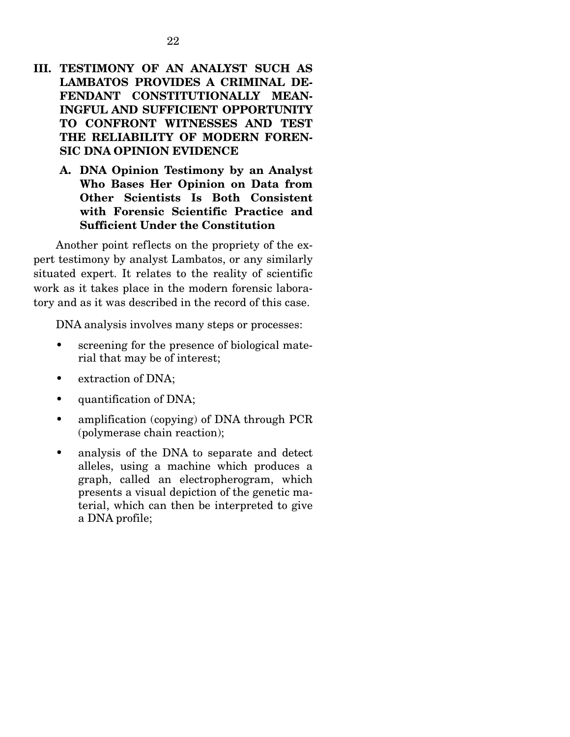## III. TESTIMONY OF AN ANALYST SUCH AS LAMBATOS PROVIDES A CRIMINAL DEFENDANT CONSTITUTIONALLY MEANINGFUL AND SUFFICIENT OPPORTUNITY TO CONFRONT WITNESSES AND TEST THE RELIABILITY OF MODERN FORENSIC DNA OPINION EVIDENCE

### A. DNA Opinion Testimony by an Analyst Who Bases Her Opinion on Data from Other Scientists Is Both Consistent with Forensic Scientific Practice and Sufficient Under the Constitution

Another point reflects on the propriety of the expert testimony by analyst Lambatos, or any similarly situated expert. It relates to the reality of scientific work as it takes place in the modern forensic laboratory and as it was described in the record of this case.

DNA analysis involves many steps or processes:

- screening for the presence of biological material that may be of interest;
- extraction of DNA;
- quantification of DNA;
- amplification (copying) of DNA through PCR (polymerase chain reaction);
- analysis of the DNA to separate and detect alleles, using a machine which produces a graph, called an electropherogram, which presents a visual depiction of the genetic material, which can then be interpreted to give a DNA profile;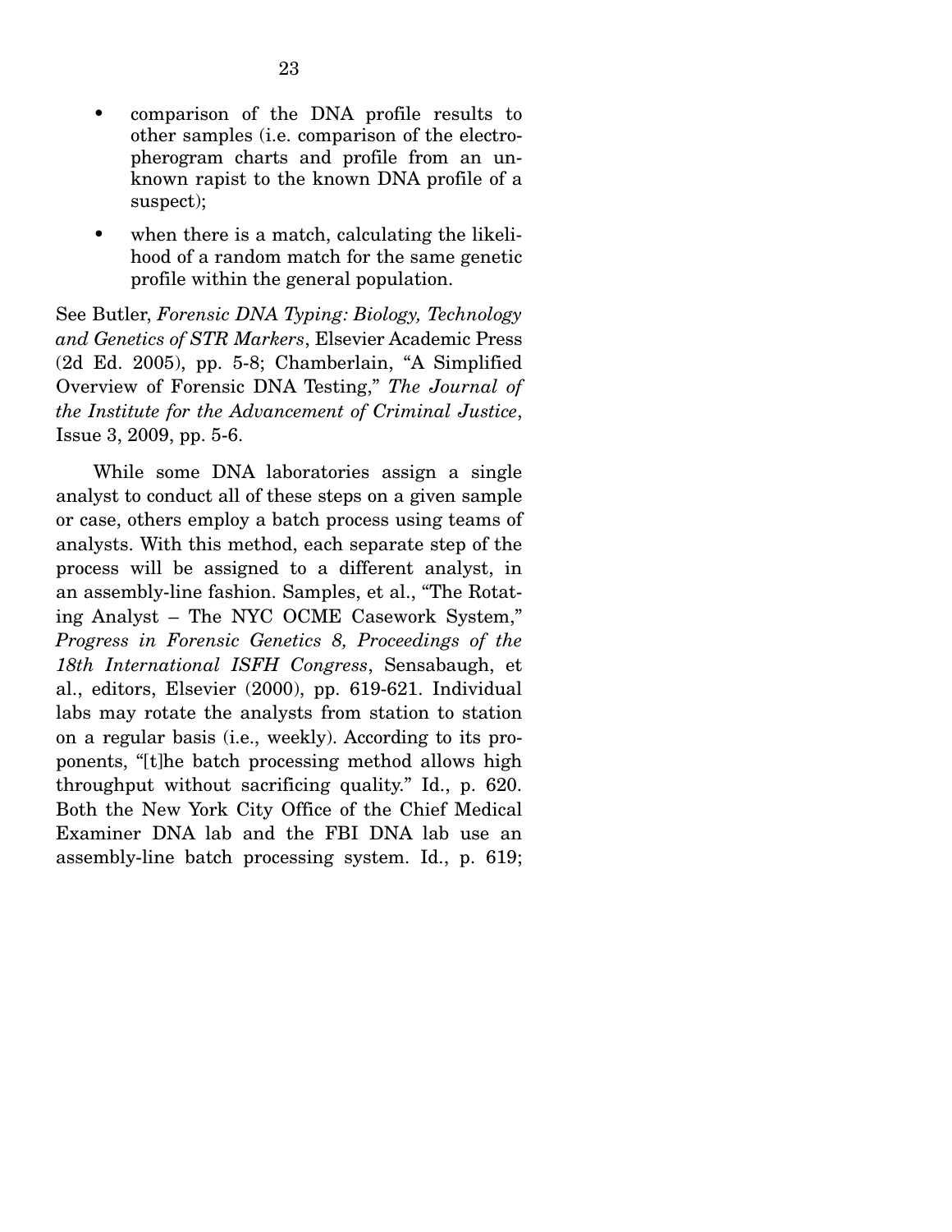- comparison of the DNA profile results to other samples (i.e. comparison of the electropherogram charts and profile from an unknown rapist to the known DNA profile of a suspect);
- when there is a match, calculating the likelihood of a random match for the same genetic profile within the general population.

See Butler, *Forensic DNA Typing: Biology, Technology and Genetics of STR Markers*, Elsevier Academic Press (2d Ed. 2005), pp. 5-8; Chamberlain, "A Simplified Overview of Forensic DNA Testing," *The Journal of the Institute for the Advancement of Criminal Justice*, Issue 3, 2009, pp. 5-6.

While some DNA laboratories assign a single analyst to conduct all of these steps on a given sample or case, others employ a batch process using teams of analysts. With this method, each separate step of the process will be assigned to a different analyst, in an assembly-line fashion. Samples, et al., "The Rotating Analyst – The NYC OCME Casework System," *Progress in Forensic Genetics 8, Proceedings of the 18th International ISFH Congress*, Sensabaugh, et al., editors, Elsevier (2000), pp. 619-621. Individual labs may rotate the analysts from station to station on a regular basis (i.e., weekly). According to its proponents, "[t]he batch processing method allows high throughput without sacrificing quality." Id., p. 620. Both the New York City Office of the Chief Medical Examiner DNA lab and the FBI DNA lab use an assembly-line batch processing system. Id., p. 619;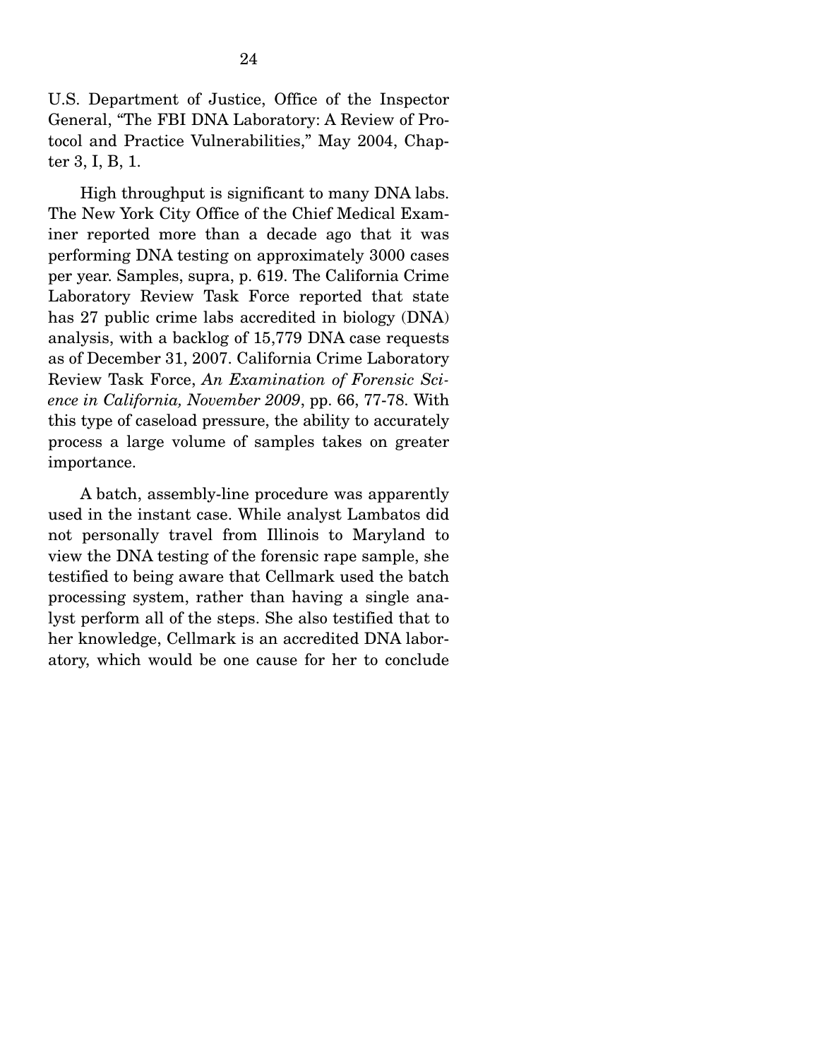U.S. Department of Justice, Office of the Inspector General, "The FBI DNA Laboratory: A Review of Protocol and Practice Vulnerabilities," May 2004, Chapter 3, I, B, 1.

High throughput is significant to many DNA labs. The New York City Office of the Chief Medical Examiner reported more than a decade ago that it was performing DNA testing on approximately 3000 cases per year. Samples, supra, p. 619. The California Crime Laboratory Review Task Force reported that state has 27 public crime labs accredited in biology (DNA) analysis, with a backlog of 15,779 DNA case requests as of December 31, 2007. California Crime Laboratory Review Task Force, *An Examination of Forensic Science in California, November 2009*, pp. 66, 77-78. With this type of caseload pressure, the ability to accurately process a large volume of samples takes on greater importance.

A batch, assembly-line procedure was apparently used in the instant case. While analyst Lambatos did not personally travel from Illinois to Maryland to view the DNA testing of the forensic rape sample, she testified to being aware that Cellmark used the batch processing system, rather than having a single analyst perform all of the steps. She also testified that to her knowledge, Cellmark is an accredited DNA laboratory, which would be one cause for her to conclude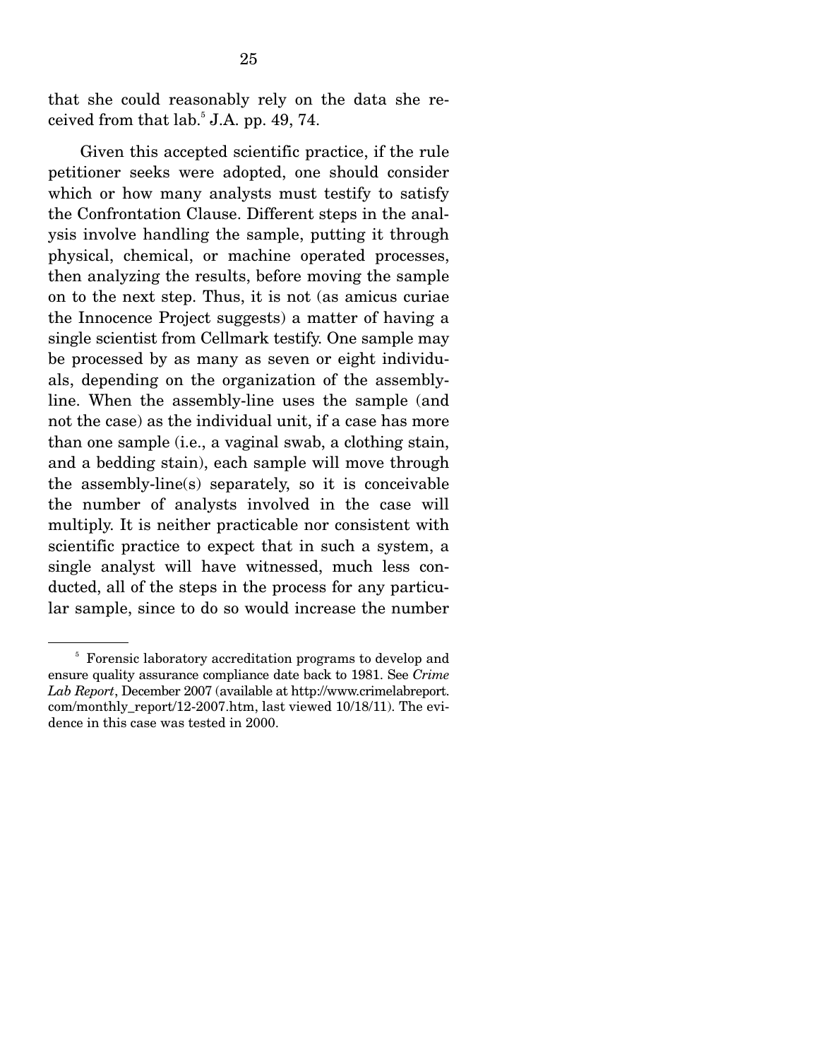that she could reasonably rely on the data she received from that lab.[5] J.A. pp. 49, 74.

Given this accepted scientific practice, if the rule petitioner seeks were adopted, one should consider which or how many analysts must testify to satisfy the Confrontation Clause. Different steps in the analysis involve handling the sample, putting it through physical, chemical, or machine operated processes, then analyzing the results, before moving the sample on to the next step. Thus, it is not (as amicus curiae the Innocence Project suggests) a matter of having a single scientist from Cellmark testify. One sample may be processed by as many as seven or eight individuals, depending on the organization of the assembly-line. When the assembly-line uses the sample (and not the case) as the individual unit, if a case has more than one sample (i.e., a vaginal swab, a clothing stain, and a bedding stain), each sample will move through the assembly-line(s) separately, so it is conceivable the number of analysts involved in the case will multiply. It is neither practicable nor consistent with scientific practice to expect that in such a system, a single analyst will have witnessed, much less conducted, all of the steps in the process for any particular sample, since to do so would increase the number

---

[5] Forensic laboratory accreditation programs to develop and ensure quality assurance compliance date back to 1981. See *Crime Lab Report*, December 2007 (available at http://www.crimelabreport.com/monthly_report/12-2007.htm, last viewed 10/18/11). The evidence in this case was tested in 2000.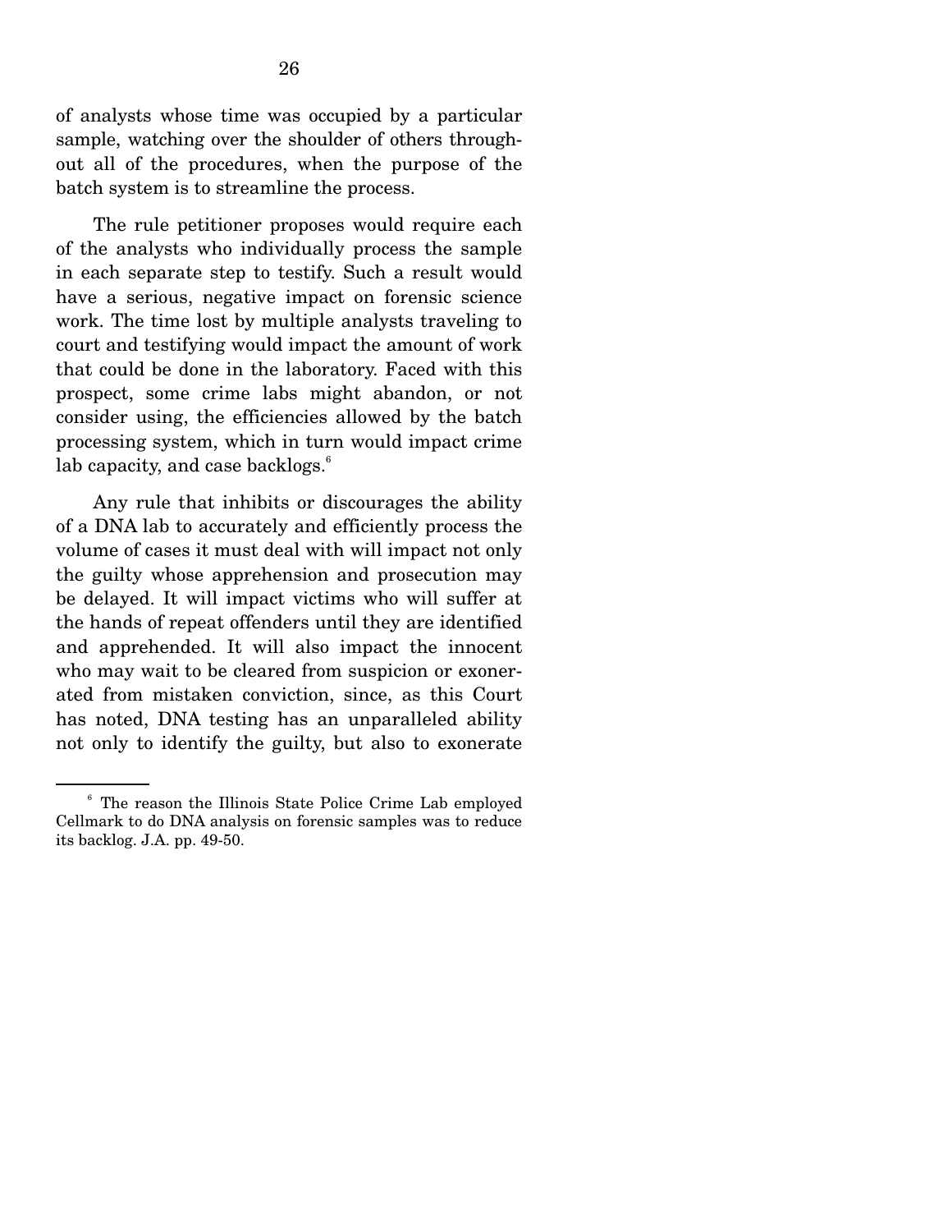of analysts whose time was occupied by a particular sample, watching over the shoulder of others throughout all of the procedures, when the purpose of the batch system is to streamline the process.

The rule petitioner proposes would require each of the analysts who individually process the sample in each separate step to testify. Such a result would have a serious, negative impact on forensic science work. The time lost by multiple analysts traveling to court and testifying would impact the amount of work that could be done in the laboratory. Faced with this prospect, some crime labs might abandon, or not consider using, the efficiencies allowed by the batch processing system, which in turn would impact crime lab capacity, and case backlogs.[6]

Any rule that inhibits or discourages the ability of a DNA lab to accurately and efficiently process the volume of cases it must deal with will impact not only the guilty whose apprehension and prosecution may be delayed. It will impact victims who will suffer at the hands of repeat offenders until they are identified and apprehended. It will also impact the innocent who may wait to be cleared from suspicion or exonerated from mistaken conviction, since, as this Court has noted, DNA testing has an unparalleled ability not only to identify the guilty, but also to exonerate

---

[6] The reason the Illinois State Police Crime Lab employed Cellmark to do DNA analysis on forensic samples was to reduce its backlog. J.A. pp. 49-50.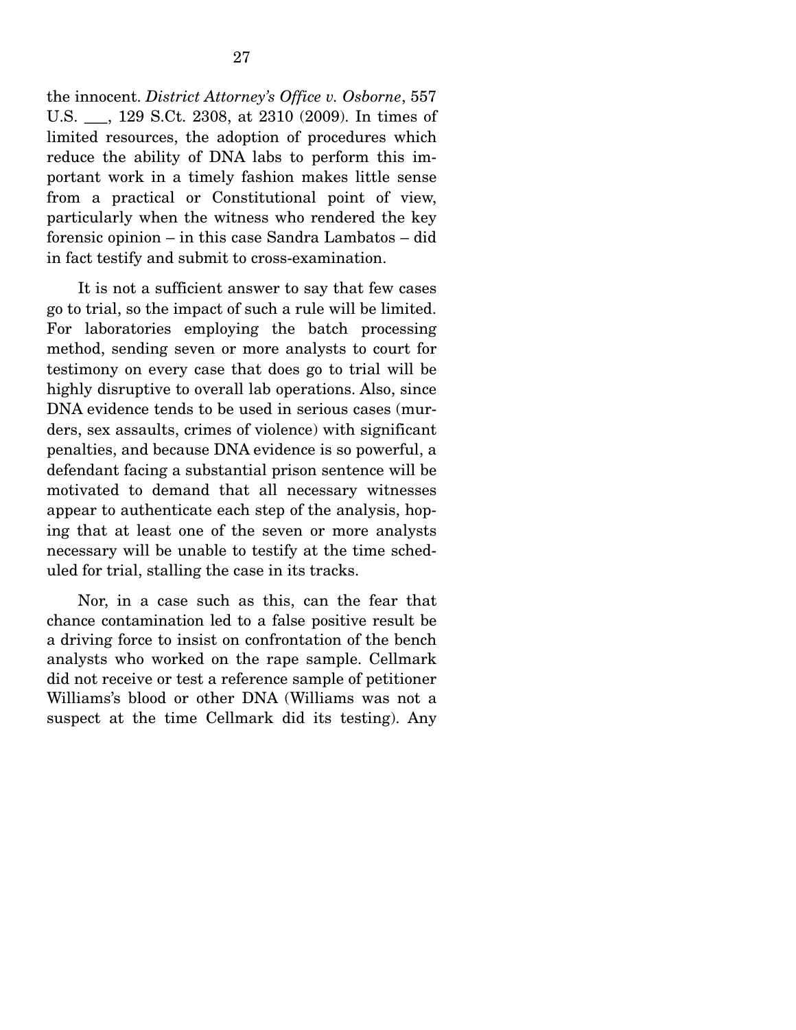the innocent. *District Attorney's Office v. Osborne*, 557 U.S. ___, 129 S.Ct. 2308, at 2310 (2009). In times of limited resources, the adoption of procedures which reduce the ability of DNA labs to perform this important work in a timely fashion makes little sense from a practical or Constitutional point of view, particularly when the witness who rendered the key forensic opinion – in this case Sandra Lambatos – did in fact testify and submit to cross-examination.

It is not a sufficient answer to say that few cases go to trial, so the impact of such a rule will be limited. For laboratories employing the batch processing method, sending seven or more analysts to court for testimony on every case that does go to trial will be highly disruptive to overall lab operations. Also, since DNA evidence tends to be used in serious cases (murders, sex assaults, crimes of violence) with significant penalties, and because DNA evidence is so powerful, a defendant facing a substantial prison sentence will be motivated to demand that all necessary witnesses appear to authenticate each step of the analysis, hoping that at least one of the seven or more analysts necessary will be unable to testify at the time scheduled for trial, stalling the case in its tracks.

Nor, in a case such as this, can the fear that chance contamination led to a false positive result be a driving force to insist on confrontation of the bench analysts who worked on the rape sample. Cellmark did not receive or test a reference sample of petitioner Williams's blood or other DNA (Williams was not a suspect at the time Cellmark did its testing). Any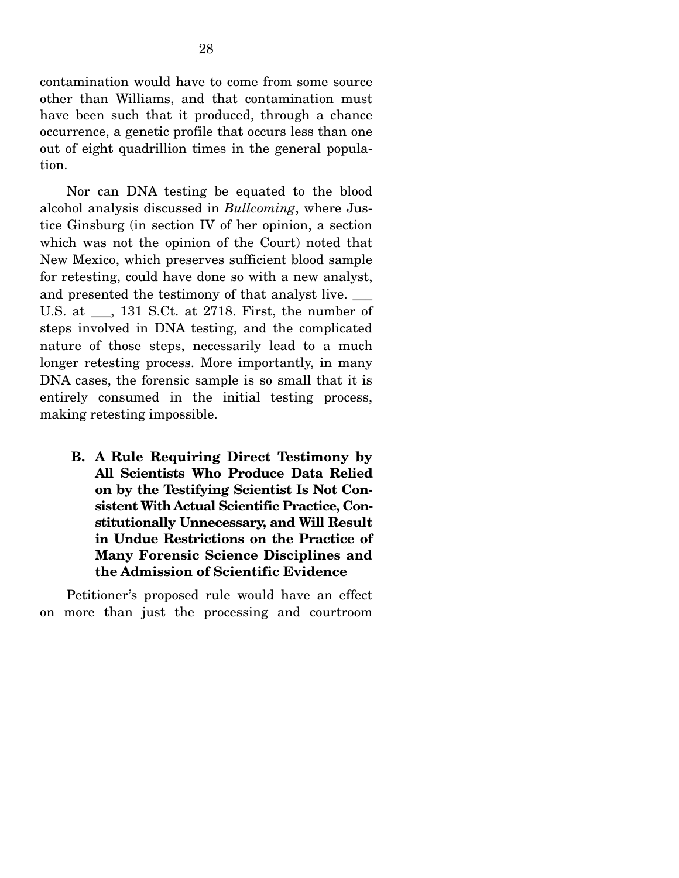contamination would have to come from some source other than Williams, and that contamination must have been such that it produced, through a chance occurrence, a genetic profile that occurs less than one out of eight quadrillion times in the general population.

Nor can DNA testing be equated to the blood alcohol analysis discussed in *Bullcoming*, where Justice Ginsburg (in section IV of her opinion, a section which was not the opinion of the Court) noted that New Mexico, which preserves sufficient blood sample for retesting, could have done so with a new analyst, and presented the testimony of that analyst live. ___ U.S. at ___, 131 S.Ct. at 2718. First, the number of steps involved in DNA testing, and the complicated nature of those steps, necessarily lead to a much longer retesting process. More importantly, in many DNA cases, the forensic sample is so small that it is entirely consumed in the initial testing process, making retesting impossible.

### B. A Rule Requiring Direct Testimony by All Scientists Who Produce Data Relied on by the Testifying Scientist Is Not Consistent With Actual Scientific Practice, Constitutionally Unnecessary, and Will Result in Undue Restrictions on the Practice of Many Forensic Science Disciplines and the Admission of Scientific Evidence

Petitioner's proposed rule would have an effect on more than just the processing and courtroom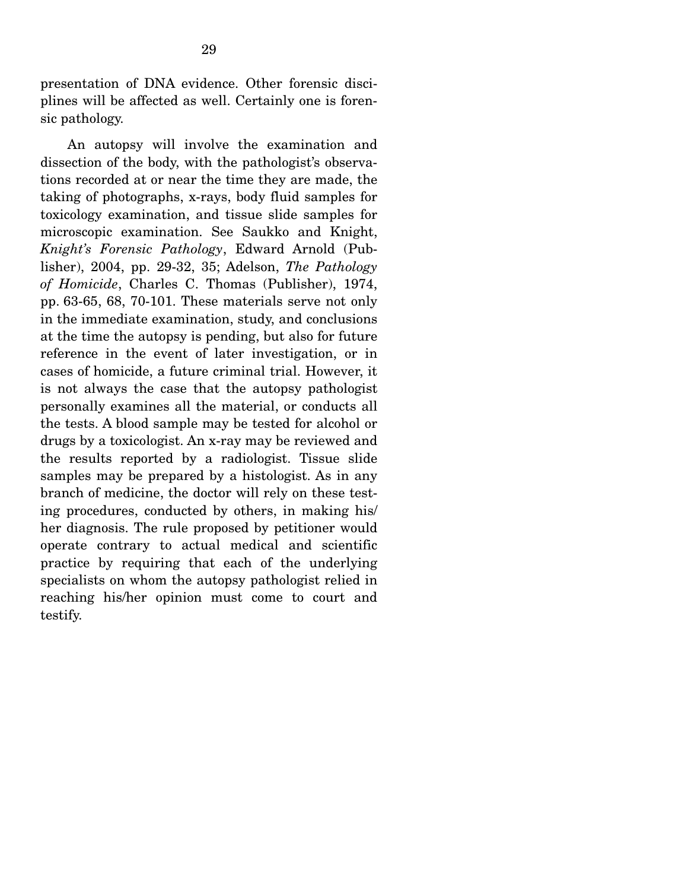presentation of DNA evidence. Other forensic disciplines will be affected as well. Certainly one is forensic pathology.

An autopsy will involve the examination and dissection of the body, with the pathologist's observations recorded at or near the time they are made, the taking of photographs, x-rays, body fluid samples for toxicology examination, and tissue slide samples for microscopic examination. See Saukko and Knight, *Knight's Forensic Pathology*, Edward Arnold (Publisher), 2004, pp. 29-32, 35; Adelson, *The Pathology of Homicide*, Charles C. Thomas (Publisher), 1974, pp. 63-65, 68, 70-101. These materials serve not only in the immediate examination, study, and conclusions at the time the autopsy is pending, but also for future reference in the event of later investigation, or in cases of homicide, a future criminal trial. However, it is not always the case that the autopsy pathologist personally examines all the material, or conducts all the tests. A blood sample may be tested for alcohol or drugs by a toxicologist. An x-ray may be reviewed and the results reported by a radiologist. Tissue slide samples may be prepared by a histologist. As in any branch of medicine, the doctor will rely on these testing procedures, conducted by others, in making his/her diagnosis. The rule proposed by petitioner would operate contrary to actual medical and scientific practice by requiring that each of the underlying specialists on whom the autopsy pathologist relied in reaching his/her opinion must come to court and testify.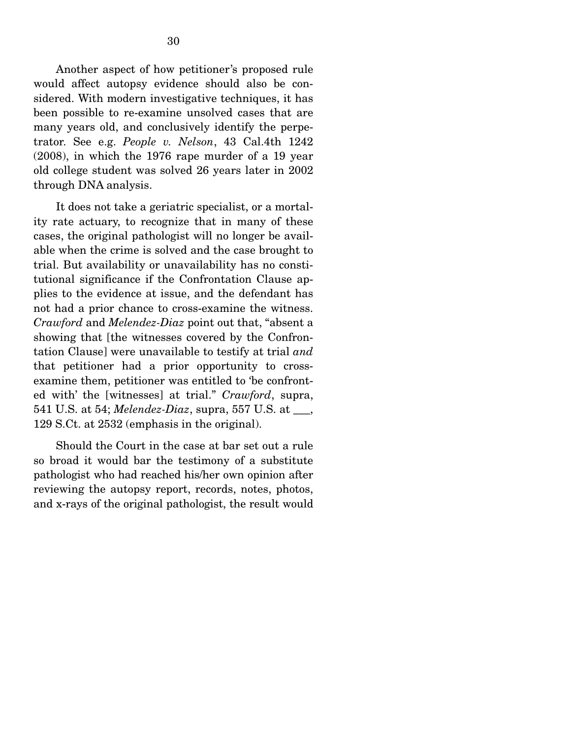Another aspect of how petitioner's proposed rule would affect autopsy evidence should also be considered. With modern investigative techniques, it has been possible to re-examine unsolved cases that are many years old, and conclusively identify the perpetrator. See e.g. *People v. Nelson*, 43 Cal.4th 1242 (2008), in which the 1976 rape murder of a 19 year old college student was solved 26 years later in 2002 through DNA analysis.

It does not take a geriatric specialist, or a mortality rate actuary, to recognize that in many of these cases, the original pathologist will no longer be available when the crime is solved and the case brought to trial. But availability or unavailability has no constitutional significance if the Confrontation Clause applies to the evidence at issue, and the defendant has not had a prior chance to cross-examine the witness. *Crawford* and *Melendez-Diaz* point out that, "absent a showing that [the witnesses covered by the Confrontation Clause] were unavailable to testify at trial *and* that petitioner had a prior opportunity to cross-examine them, petitioner was entitled to 'be confronted with' the [witnesses] at trial." *Crawford*, supra, 541 U.S. at 54; *Melendez-Diaz*, supra, 557 U.S. at ___, 129 S.Ct. at 2532 (emphasis in the original).

Should the Court in the case at bar set out a rule so broad it would bar the testimony of a substitute pathologist who had reached his/her own opinion after reviewing the autopsy report, records, notes, photos, and x-rays of the original pathologist, the result would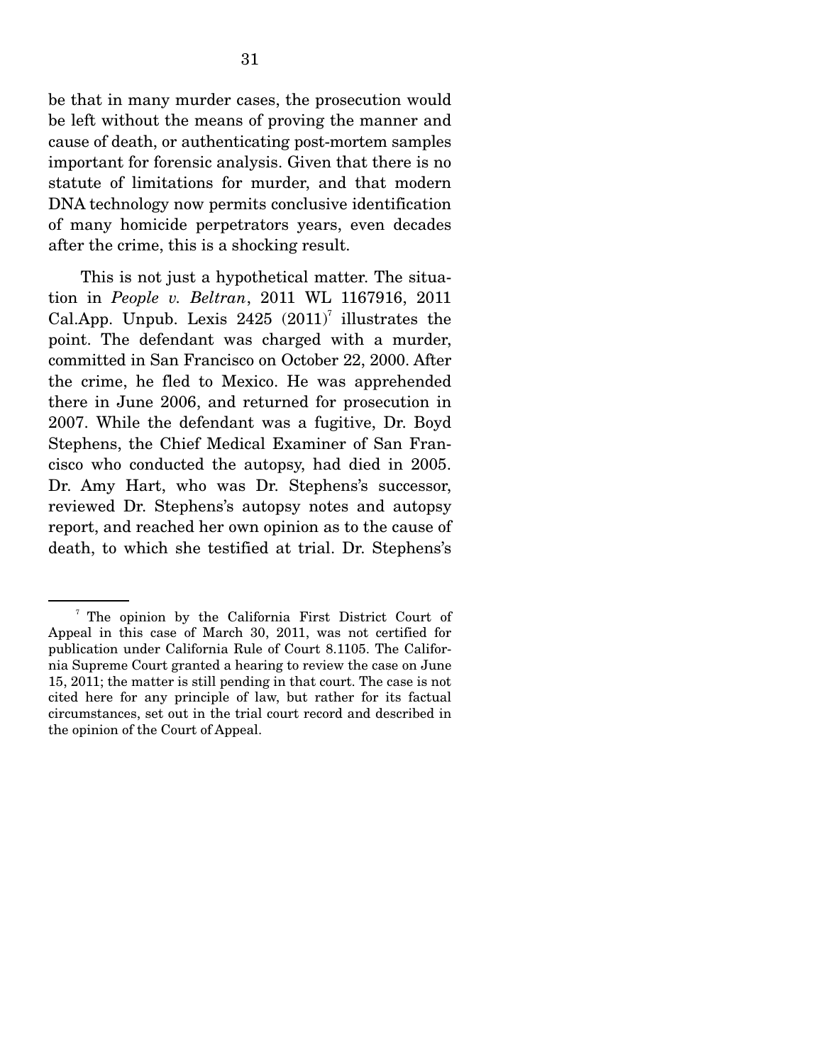be that in many murder cases, the prosecution would be left without the means of proving the manner and cause of death, or authenticating post-mortem samples important for forensic analysis. Given that there is no statute of limitations for murder, and that modern DNA technology now permits conclusive identification of many homicide perpetrators years, even decades after the crime, this is a shocking result.

This is not just a hypothetical matter. The situation in *People v. Beltran*, 2011 WL 1167916, 2011 Cal.App. Unpub. Lexis 2425 (2011)[7] illustrates the point. The defendant was charged with a murder, committed in San Francisco on October 22, 2000. After the crime, he fled to Mexico. He was apprehended there in June 2006, and returned for prosecution in 2007. While the defendant was a fugitive, Dr. Boyd Stephens, the Chief Medical Examiner of San Francisco who conducted the autopsy, had died in 2005. Dr. Amy Hart, who was Dr. Stephens's successor, reviewed Dr. Stephens's autopsy notes and autopsy report, and reached her own opinion as to the cause of death, to which she testified at trial. Dr. Stephens's

[7] The opinion by the California First District Court of Appeal in this case of March 30, 2011, was not certified for publication under California Rule of Court 8.1105. The California Supreme Court granted a hearing to review the case on June 15, 2011; the matter is still pending in that court. The case is not cited here for any principle of law, but rather for its factual circumstances, set out in the trial court record and described in the opinion of the Court of Appeal.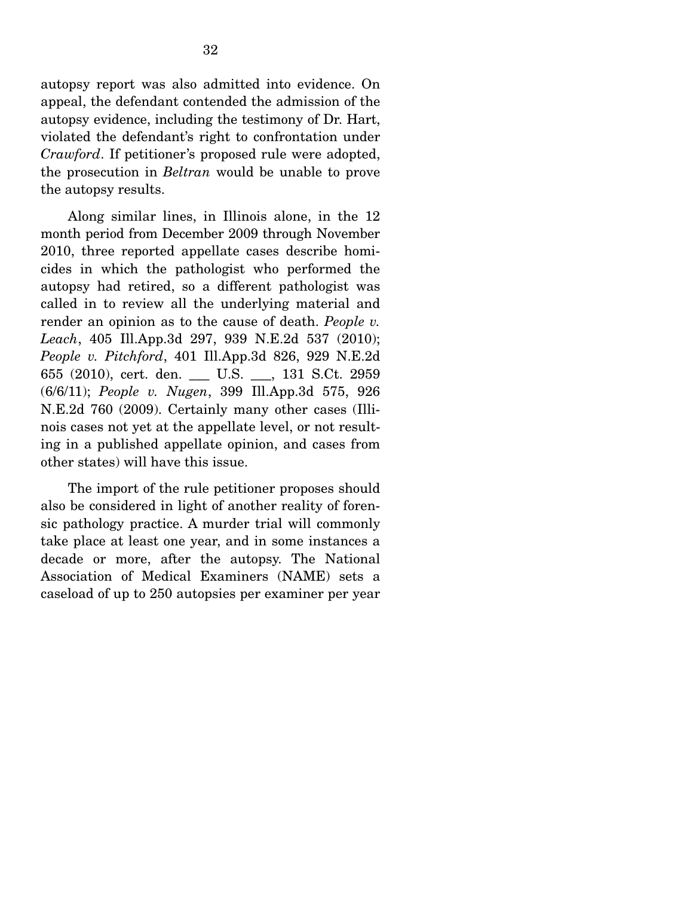autopsy report was also admitted into evidence. On appeal, the defendant contended the admission of the autopsy evidence, including the testimony of Dr. Hart, violated the defendant's right to confrontation under *Crawford*. If petitioner's proposed rule were adopted, the prosecution in *Beltran* would be unable to prove the autopsy results.

Along similar lines, in Illinois alone, in the 12 month period from December 2009 through November 2010, three reported appellate cases describe homicides in which the pathologist who performed the autopsy had retired, so a different pathologist was called in to review all the underlying material and render an opinion as to the cause of death. *People v. Leach*, 405 Ill.App.3d 297, 939 N.E.2d 537 (2010); *People v. Pitchford*, 401 Ill.App.3d 826, 929 N.E.2d 655 (2010), cert. den. ___ U.S. ___, 131 S.Ct. 2959 (6/6/11); *People v. Nugen*, 399 Ill.App.3d 575, 926 N.E.2d 760 (2009). Certainly many other cases (Illinois cases not yet at the appellate level, or not resulting in a published appellate opinion, and cases from other states) will have this issue.

The import of the rule petitioner proposes should also be considered in light of another reality of forensic pathology practice. A murder trial will commonly take place at least one year, and in some instances a decade or more, after the autopsy. The National Association of Medical Examiners (NAME) sets a caseload of up to 250 autopsies per examiner per year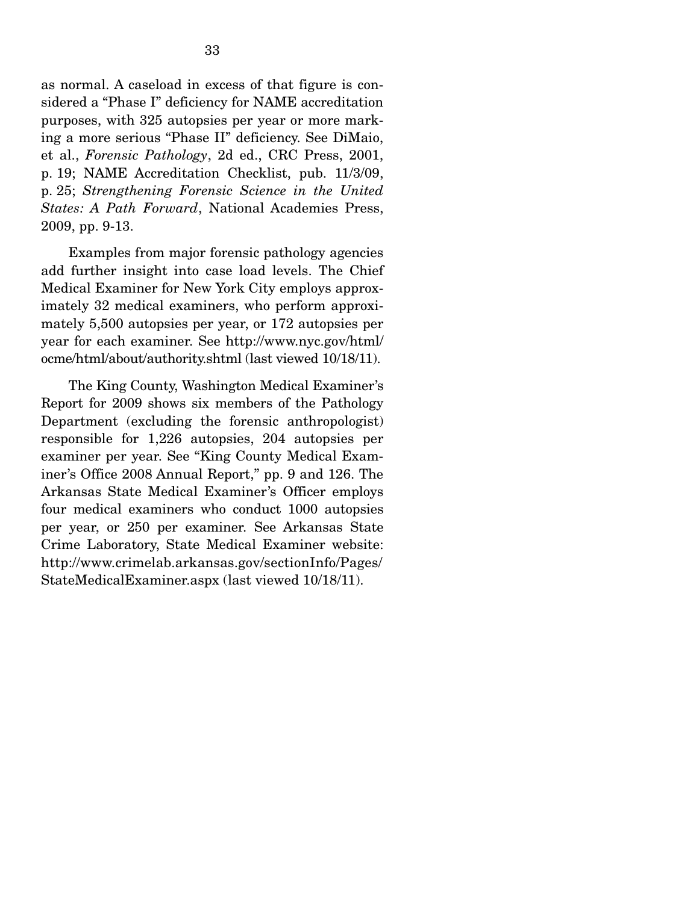as normal. A caseload in excess of that figure is considered a "Phase I" deficiency for NAME accreditation purposes, with 325 autopsies per year or more marking a more serious "Phase II" deficiency. See DiMaio, et al., *Forensic Pathology*, 2d ed., CRC Press, 2001, p. 19; NAME Accreditation Checklist, pub. 11/3/09, p. 25; *Strengthening Forensic Science in the United States: A Path Forward*, National Academies Press, 2009, pp. 9-13.

Examples from major forensic pathology agencies add further insight into case load levels. The Chief Medical Examiner for New York City employs approximately 32 medical examiners, who perform approximately 5,500 autopsies per year, or 172 autopsies per year for each examiner. See http://www.nyc.gov/html/ocme/html/about/authority.shtml (last viewed 10/18/11).

The King County, Washington Medical Examiner's Report for 2009 shows six members of the Pathology Department (excluding the forensic anthropologist) responsible for 1,226 autopsies, 204 autopsies per examiner per year. See "King County Medical Examiner's Office 2008 Annual Report," pp. 9 and 126. The Arkansas State Medical Examiner's Officer employs four medical examiners who conduct 1000 autopsies per year, or 250 per examiner. See Arkansas State Crime Laboratory, State Medical Examiner website: http://www.crimelab.arkansas.gov/sectionInfo/Pages/StateMedicalExaminer.aspx (last viewed 10/18/11).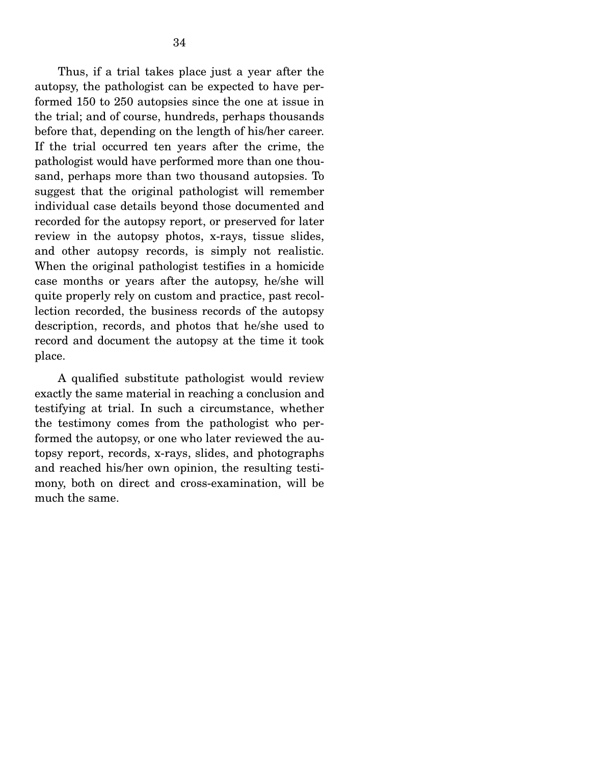Thus, if a trial takes place just a year after the autopsy, the pathologist can be expected to have performed 150 to 250 autopsies since the one at issue in the trial; and of course, hundreds, perhaps thousands before that, depending on the length of his/her career. If the trial occurred ten years after the crime, the pathologist would have performed more than one thousand, perhaps more than two thousand autopsies. To suggest that the original pathologist will remember individual case details beyond those documented and recorded for the autopsy report, or preserved for later review in the autopsy photos, x-rays, tissue slides, and other autopsy records, is simply not realistic. When the original pathologist testifies in a homicide case months or years after the autopsy, he/she will quite properly rely on custom and practice, past recollection recorded, the business records of the autopsy description, records, and photos that he/she used to record and document the autopsy at the time it took place.

A qualified substitute pathologist would review exactly the same material in reaching a conclusion and testifying at trial. In such a circumstance, whether the testimony comes from the pathologist who performed the autopsy, or one who later reviewed the autopsy report, records, x-rays, slides, and photographs and reached his/her own opinion, the resulting testimony, both on direct and cross-examination, will be much the same.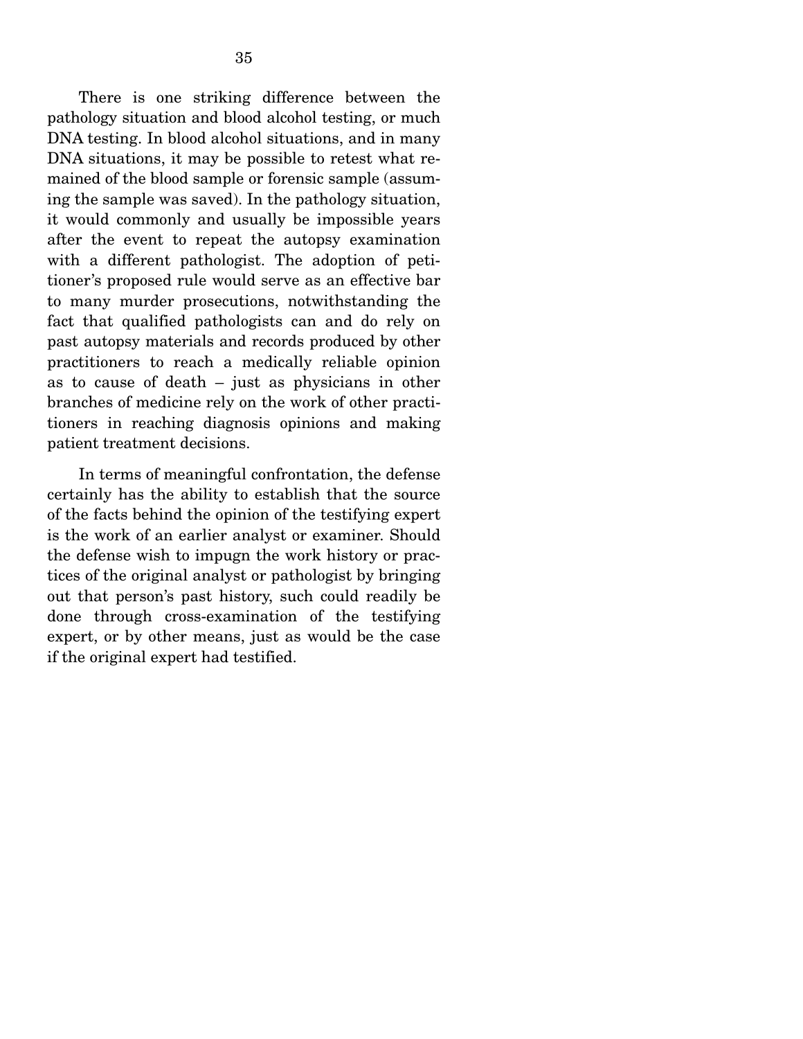There is one striking difference between the pathology situation and blood alcohol testing, or much DNA testing. In blood alcohol situations, and in many DNA situations, it may be possible to retest what remained of the blood sample or forensic sample (assuming the sample was saved). In the pathology situation, it would commonly and usually be impossible years after the event to repeat the autopsy examination with a different pathologist. The adoption of petitioner's proposed rule would serve as an effective bar to many murder prosecutions, notwithstanding the fact that qualified pathologists can and do rely on past autopsy materials and records produced by other practitioners to reach a medically reliable opinion as to cause of death – just as physicians in other branches of medicine rely on the work of other practitioners in reaching diagnosis opinions and making patient treatment decisions.

In terms of meaningful confrontation, the defense certainly has the ability to establish that the source of the facts behind the opinion of the testifying expert is the work of an earlier analyst or examiner. Should the defense wish to impugn the work history or practices of the original analyst or pathologist by bringing out that person's past history, such could readily be done through cross-examination of the testifying expert, or by other means, just as would be the case if the original expert had testified.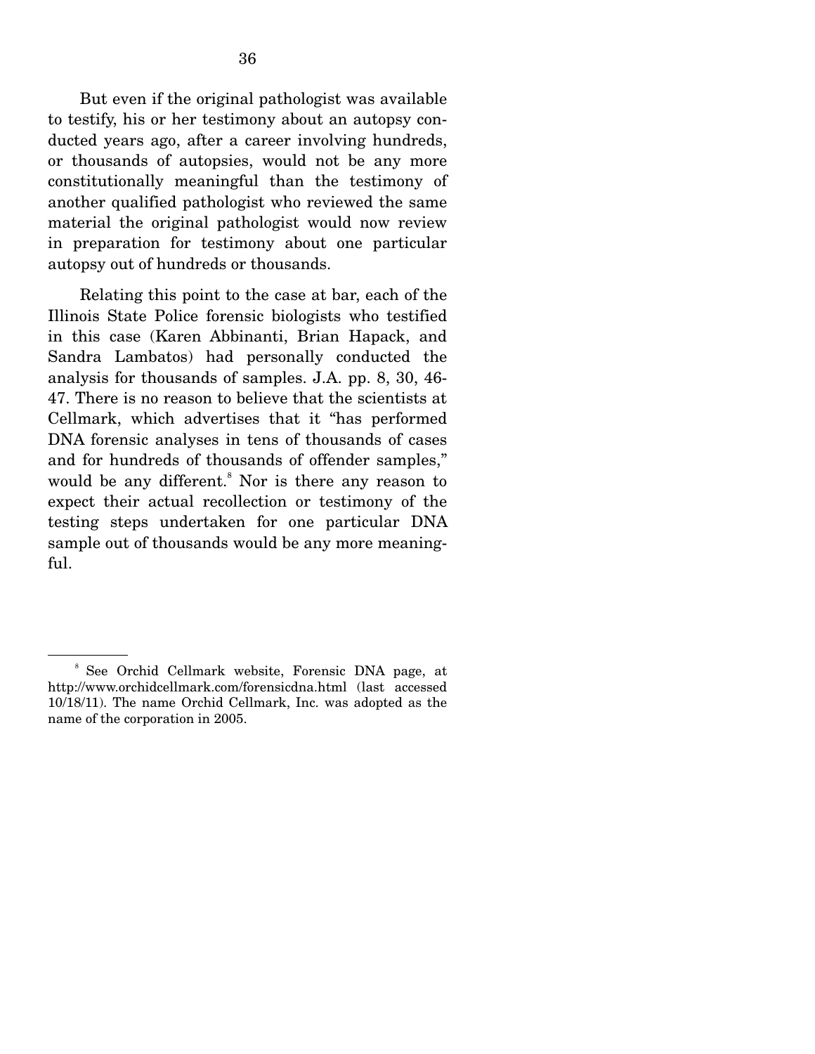But even if the original pathologist was available to testify, his or her testimony about an autopsy conducted years ago, after a career involving hundreds, or thousands of autopsies, would not be any more constitutionally meaningful than the testimony of another qualified pathologist who reviewed the same material the original pathologist would now review in preparation for testimony about one particular autopsy out of hundreds or thousands.

Relating this point to the case at bar, each of the Illinois State Police forensic biologists who testified in this case (Karen Abbinanti, Brian Hapack, and Sandra Lambatos) had personally conducted the analysis for thousands of samples. J.A. pp. 8, 30, 46-47. There is no reason to believe that the scientists at Cellmark, which advertises that it "has performed DNA forensic analyses in tens of thousands of cases and for hundreds of thousands of offender samples," would be any different.[8] Nor is there any reason to expect their actual recollection or testimony of the testing steps undertaken for one particular DNA sample out of thousands would be any more meaningful.

---

[8] See Orchid Cellmark website, Forensic DNA page, at http://www.orchidcellmark.com/forensicdna.html (last accessed 10/18/11). The name Orchid Cellmark, Inc. was adopted as the name of the corporation in 2005.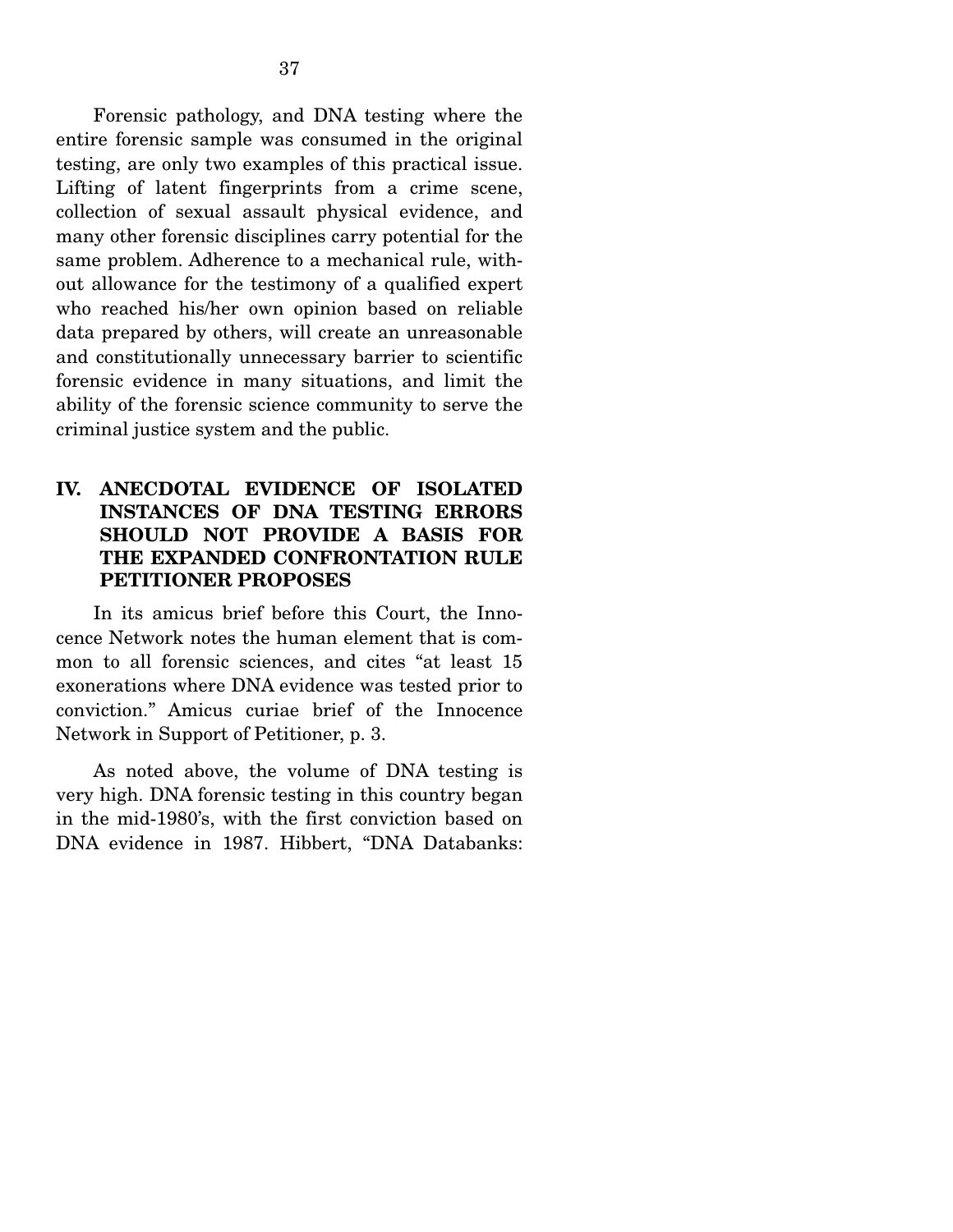Forensic pathology, and DNA testing where the entire forensic sample was consumed in the original testing, are only two examples of this practical issue. Lifting of latent fingerprints from a crime scene, collection of sexual assault physical evidence, and many other forensic disciplines carry potential for the same problem. Adherence to a mechanical rule, without allowance for the testimony of a qualified expert who reached his/her own opinion based on reliable data prepared by others, will create an unreasonable and constitutionally unnecessary barrier to scientific forensic evidence in many situations, and limit the ability of the forensic science community to serve the criminal justice system and the public.

## IV. ANECDOTAL EVIDENCE OF ISOLATED INSTANCES OF DNA TESTING ERRORS SHOULD NOT PROVIDE A BASIS FOR THE EXPANDED CONFRONTATION RULE PETITIONER PROPOSES

In its amicus brief before this Court, the Innocence Network notes the human element that is common to all forensic sciences, and cites "at least 15 exonerations where DNA evidence was tested prior to conviction." Amicus curiae brief of the Innocence Network in Support of Petitioner, p. 3.

As noted above, the volume of DNA testing is very high. DNA forensic testing in this country began in the mid-1980's, with the first conviction based on DNA evidence in 1987. Hibbert, "DNA Databanks: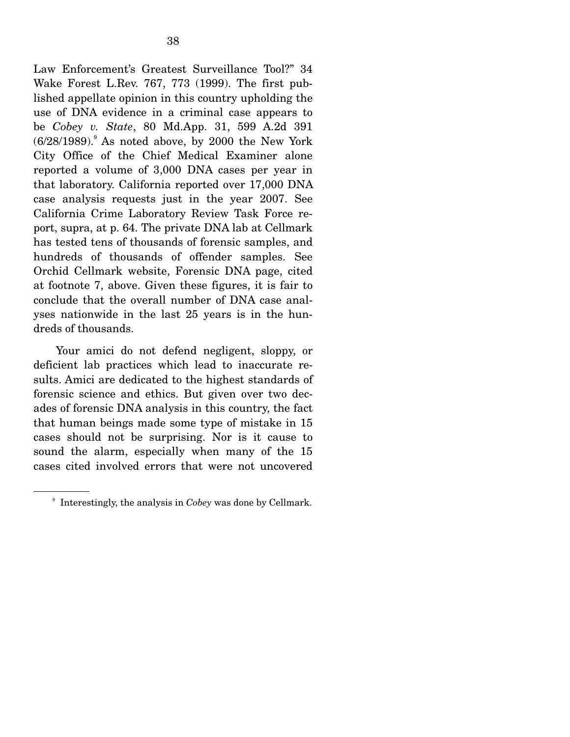Law Enforcement's Greatest Surveillance Tool?" 34 Wake Forest L.Rev. 767, 773 (1999). The first published appellate opinion in this country upholding the use of DNA evidence in a criminal case appears to be *Cobey v. State*, 80 Md.App. 31, 599 A.2d 391 (6/28/1989).[9] As noted above, by 2000 the New York City Office of the Chief Medical Examiner alone reported a volume of 3,000 DNA cases per year in that laboratory. California reported over 17,000 DNA case analysis requests just in the year 2007. See California Crime Laboratory Review Task Force report, supra, at p. 64. The private DNA lab at Cellmark has tested tens of thousands of forensic samples, and hundreds of thousands of offender samples. See Orchid Cellmark website, Forensic DNA page, cited at footnote 7, above. Given these figures, it is fair to conclude that the overall number of DNA case analyses nationwide in the last 25 years is in the hundreds of thousands.

Your amici do not defend negligent, sloppy, or deficient lab practices which lead to inaccurate results. Amici are dedicated to the highest standards of forensic science and ethics. But given over two decades of forensic DNA analysis in this country, the fact that human beings made some type of mistake in 15 cases should not be surprising. Nor is it cause to sound the alarm, especially when many of the 15 cases cited involved errors that were not uncovered

[9] Interestingly, the analysis in *Cobey* was done by Cellmark.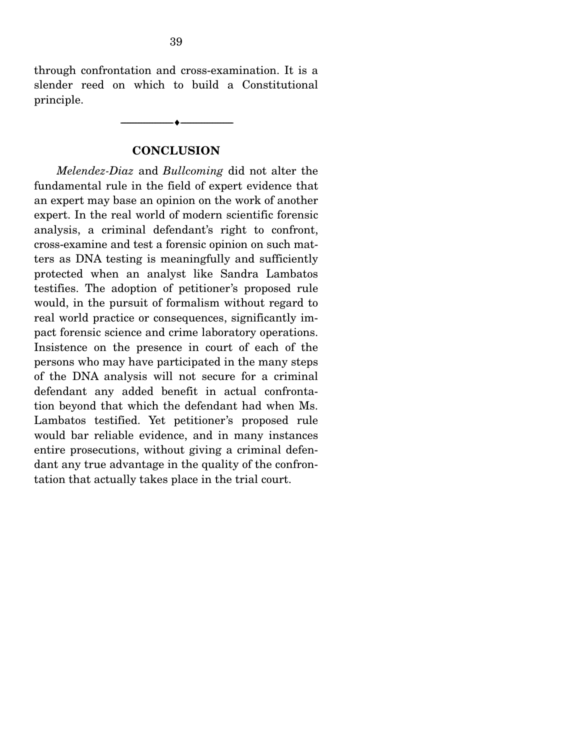through confrontation and cross-examination. It is a slender reed on which to build a Constitutional principle.

---

## CONCLUSION

*Melendez-Diaz* and *Bullcoming* did not alter the fundamental rule in the field of expert evidence that an expert may base an opinion on the work of another expert. In the real world of modern scientific forensic analysis, a criminal defendant's right to confront, cross-examine and test a forensic opinion on such matters as DNA testing is meaningfully and sufficiently protected when an analyst like Sandra Lambatos testifies. The adoption of petitioner's proposed rule would, in the pursuit of formalism without regard to real world practice or consequences, significantly impact forensic science and crime laboratory operations. Insistence on the presence in court of each of the persons who may have participated in the many steps of the DNA analysis will not secure for a criminal defendant any added benefit in actual confrontation beyond that which the defendant had when Ms. Lambatos testified. Yet petitioner's proposed rule would bar reliable evidence, and in many instances entire prosecutions, without giving a criminal defendant any true advantage in the quality of the confrontation that actually takes place in the trial court.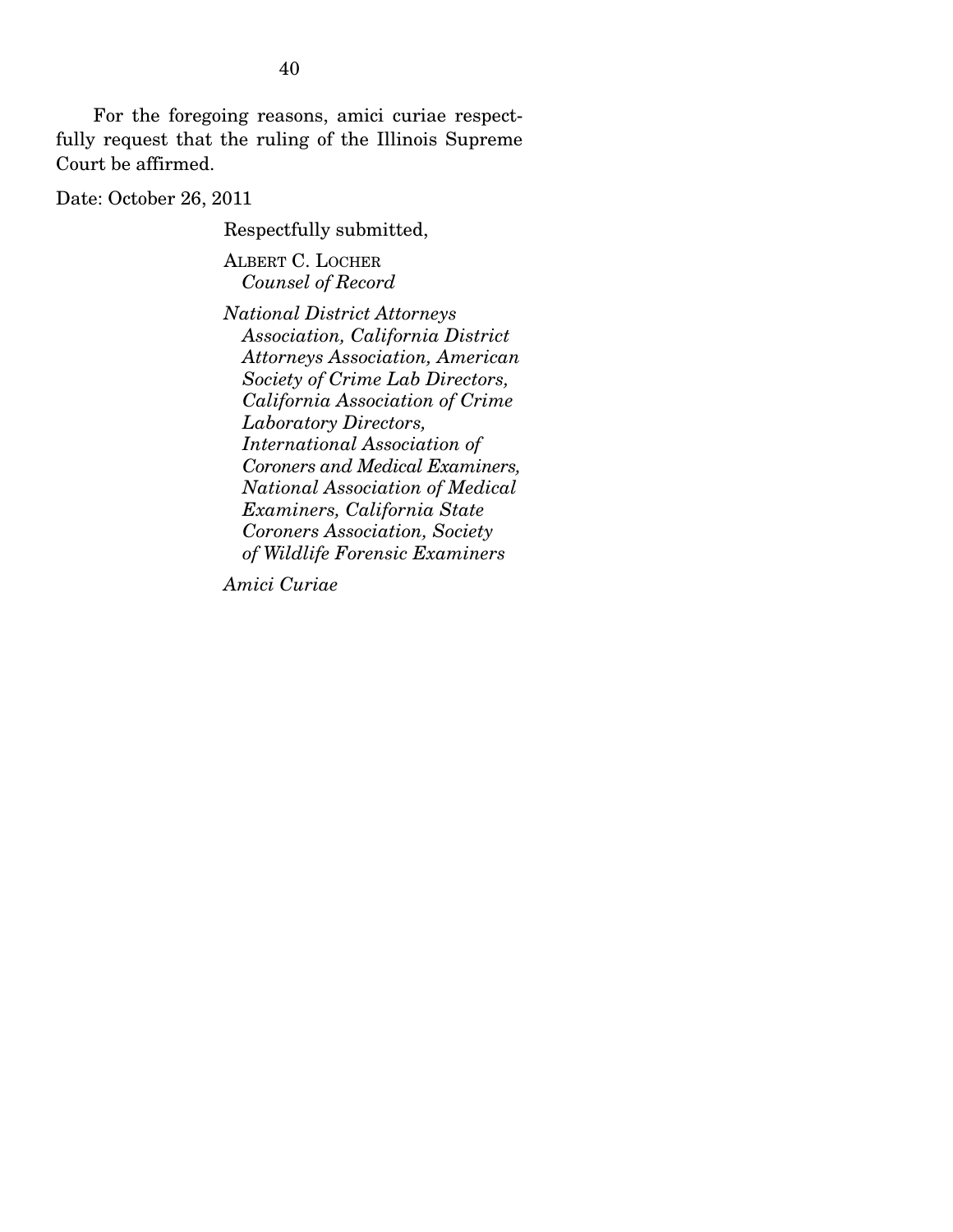For the foregoing reasons, amici curiae respectfully request that the ruling of the Illinois Supreme Court be affirmed.

Date: October 26, 2011

Respectfully submitted,

ALBERT C. LOCHER
*Counsel of Record*

*National District Attorneys Association, California District Attorneys Association, American Society of Crime Lab Directors, California Association of Crime Laboratory Directors, International Association of Coroners and Medical Examiners, National Association of Medical Examiners, California State Coroners Association, Society of Wildlife Forensic Examiners*

*Amici Curiae*